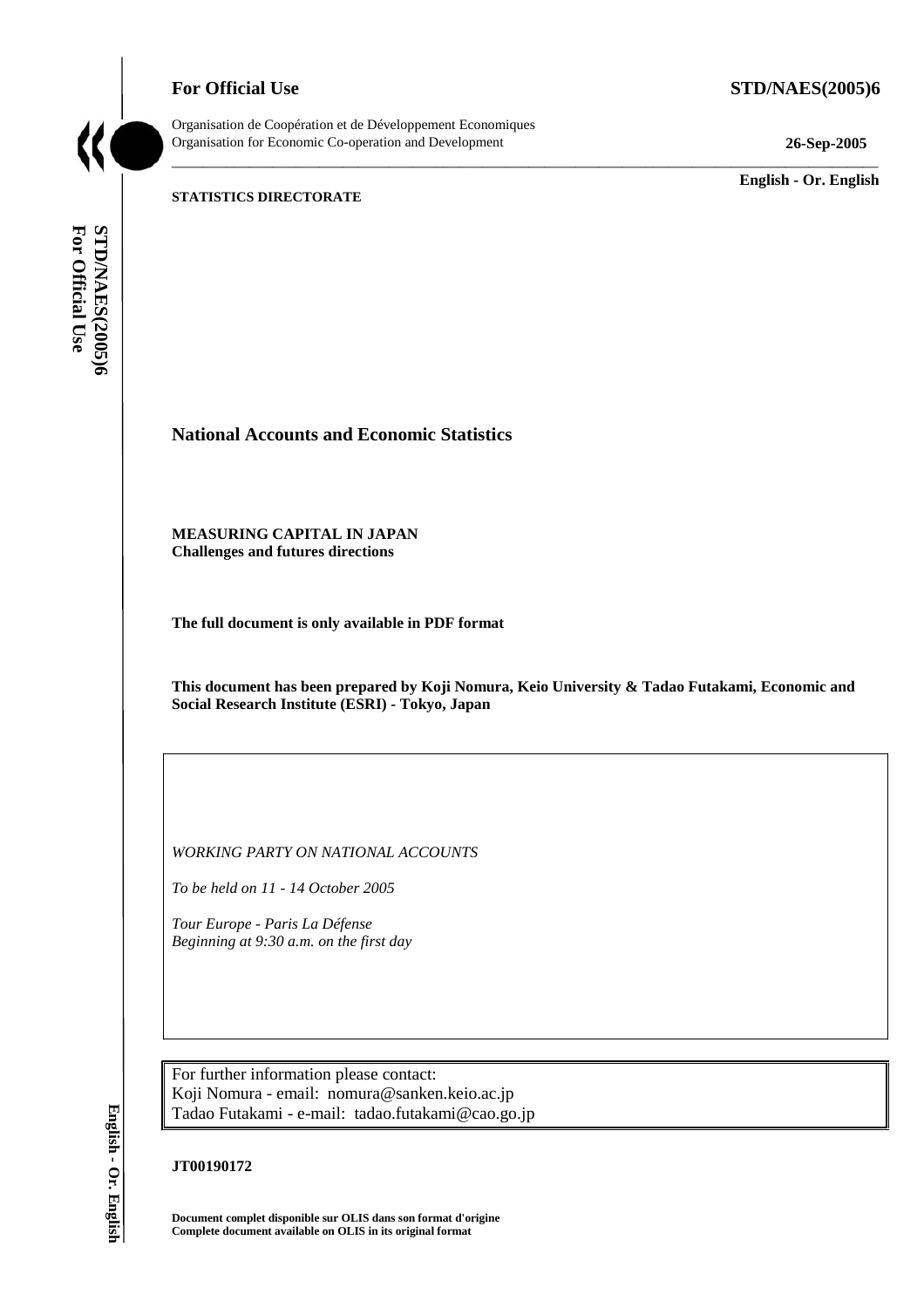**For Official Use** **STD/NAES(2005)6**

Organisation de Coopération et de Développement Economiques
Organisation for Economic Co-operation and Development

**26-Sep-2005**

**English - Or. English**

**STATISTICS DIRECTORATE**

# National Accounts and Economic Statistics

**MEASURING CAPITAL IN JAPAN**
**Challenges and futures directions**

**The full document is only available in PDF format**

**This document has been prepared by Koji Nomura, Keio University & Tadao Futakami, Economic and Social Research Institute (ESRI) - Tokyo, Japan**

*WORKING PARTY ON NATIONAL ACCOUNTS*

*To be held on 11 - 14 October 2005*

*Tour Europe - Paris La Défense*
*Beginning at 9:30 a.m. on the first day*

For further information please contact:
Koji Nomura - email: nomura@sanken.keio.ac.jp
Tadao Futakami - e-mail: tadao.futakami@cao.go.jp

**JT00190172**

**Document complet disponible sur OLIS dans son format d'origine**
**Complete document available on OLIS in its original format**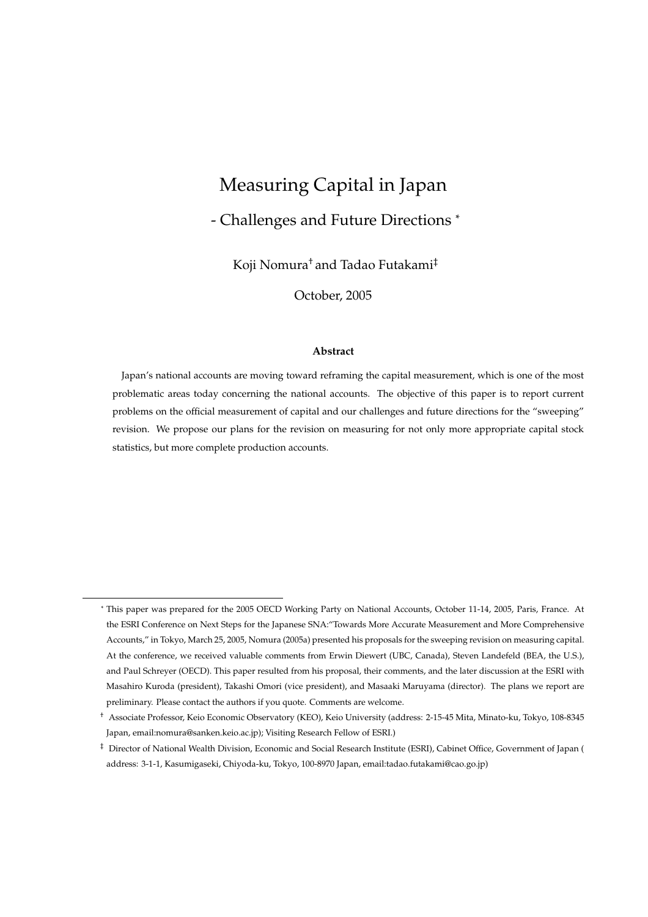# Measuring Capital in Japan

## - Challenges and Future Directions [*]

Koji Nomura[†] and Tadao Futakami[‡]

October, 2005

**Abstract**

Japan's national accounts are moving toward reframing the capital measurement, which is one of the most problematic areas today concerning the national accounts. The objective of this paper is to report current problems on the official measurement of capital and our challenges and future directions for the "sweeping" revision. We propose our plans for the revision on measuring for not only more appropriate capital stock statistics, but more complete production accounts.

---

[*] This paper was prepared for the 2005 OECD Working Party on National Accounts, October 11-14, 2005, Paris, France. At the ESRI Conference on Next Steps for the Japanese SNA:"Towards More Accurate Measurement and More Comprehensive Accounts," in Tokyo, March 25, 2005, Nomura (2005a) presented his proposals for the sweeping revision on measuring capital. At the conference, we received valuable comments from Erwin Diewert (UBC, Canada), Steven Landefeld (BEA, the U.S.), and Paul Schreyer (OECD). This paper resulted from his proposal, their comments, and the later discussion at the ESRI with Masahiro Kuroda (president), Takashi Omori (vice president), and Masaaki Maruyama (director). The plans we report are preliminary. Please contact the authors if you quote. Comments are welcome.

[†] Associate Professor, Keio Economic Observatory (KEO), Keio University (address: 2-15-45 Mita, Minato-ku, Tokyo, 108-8345 Japan, email:nomura@sanken.keio.ac.jp); Visiting Research Fellow of ESRI.)

[‡] Director of National Wealth Division, Economic and Social Research Institute (ESRI), Cabinet Office, Government of Japan ( address: 3-1-1, Kasumigaseki, Chiyoda-ku, Tokyo, 100-8970 Japan, email:tadao.futakami@cao.go.jp)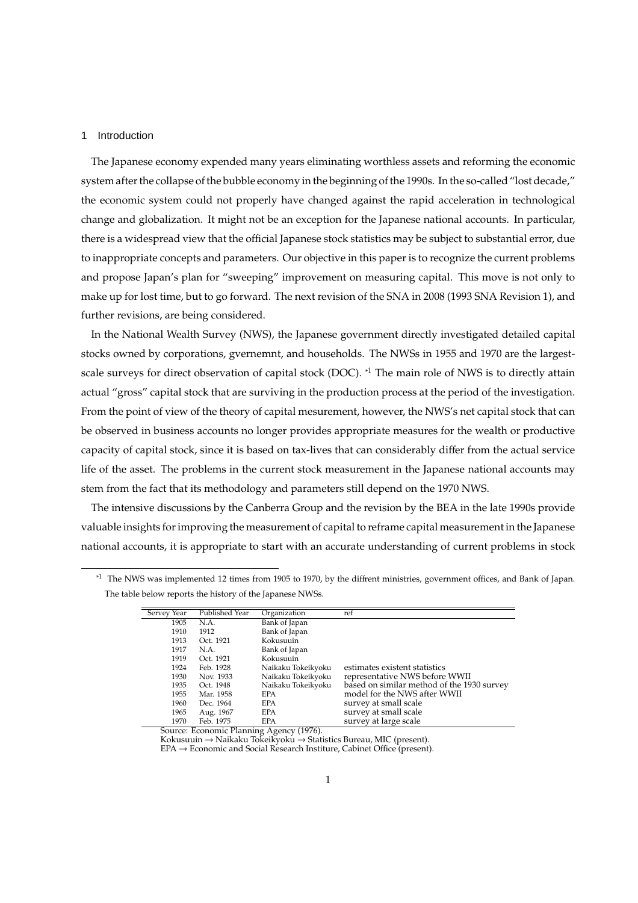## 1 Introduction

The Japanese economy expended many years eliminating worthless assets and reforming the economic system after the collapse of the bubble economy in the beginning of the 1990s. In the so-called "lost decade," the economic system could not properly have changed against the rapid acceleration in technological change and globalization. It might not be an exception for the Japanese national accounts. In particular, there is a widespread view that the official Japanese stock statistics may be subject to substantial error, due to inappropriate concepts and parameters. Our objective in this paper is to recognize the current problems and propose Japan's plan for "sweeping" improvement on measuring capital. This move is not only to make up for lost time, but to go forward. The next revision of the SNA in 2008 (1993 SNA Revision 1), and further revisions, are being considered.

In the National Wealth Survey (NWS), the Japanese government directly investigated detailed capital stocks owned by corporations, gvernemnt, and households. The NWSs in 1955 and 1970 are the largest-scale surveys for direct observation of capital stock (DOC). [*1] The main role of NWS is to directly attain actual "gross" capital stock that are surviving in the production process at the period of the investigation. From the point of view of the theory of capital mesurement, however, the NWS's net capital stock that can be observed in business accounts no longer provides appropriate measures for the wealth or productive capacity of capital stock, since it is based on tax-lives that can considerably differ from the actual service life of the asset. The problems in the current stock measurement in the Japanese national accounts may stem from the fact that its methodology and parameters still depend on the 1970 NWS.

The intensive discussions by the Canberra Group and the revision by the BEA in the late 1990s provide valuable insights for improving the measurement of capital to reframe capital measurement in the Japanese national accounts, it is appropriate to start with an accurate understanding of current problems in stock

---

[*1] The NWS was implemented 12 times from 1905 to 1970, by the diffrent ministries, government offices, and Bank of Japan. The table below reports the history of the Japanese NWSs.

| Servey Year | Published Year | Organization | ref |
|---|---|---|---|
| 1905 | N.A. | Bank of Japan | |
| 1910 | 1912 | Bank of Japan | |
| 1913 | Oct. 1921 | Kokusuuin | |
| 1917 | N.A. | Bank of Japan | |
| 1919 | Oct. 1921 | Kokusuuin | |
| 1924 | Feb. 1928 | Naikaku Tokeikyoku | estimates existent statistics |
| 1930 | Nov. 1933 | Naikaku Tokeikyoku | representative NWS before WWII |
| 1935 | Oct. 1948 | Naikaku Tokeikyoku | based on similar method of the 1930 survey |
| 1955 | Mar. 1958 | EPA | model for the NWS after WWII |
| 1960 | Dec. 1964 | EPA | survey at small scale |
| 1965 | Aug. 1967 | EPA | survey at small scale |
| 1970 | Feb. 1975 | EPA | survey at large scale |

Source: Economic Planning Agency (1976).
Kokusuuin → Naikaku Tokeikyoku → Statistics Bureau, MIC (present).
EPA → Economic and Social Research Institute, Cabinet Office (present).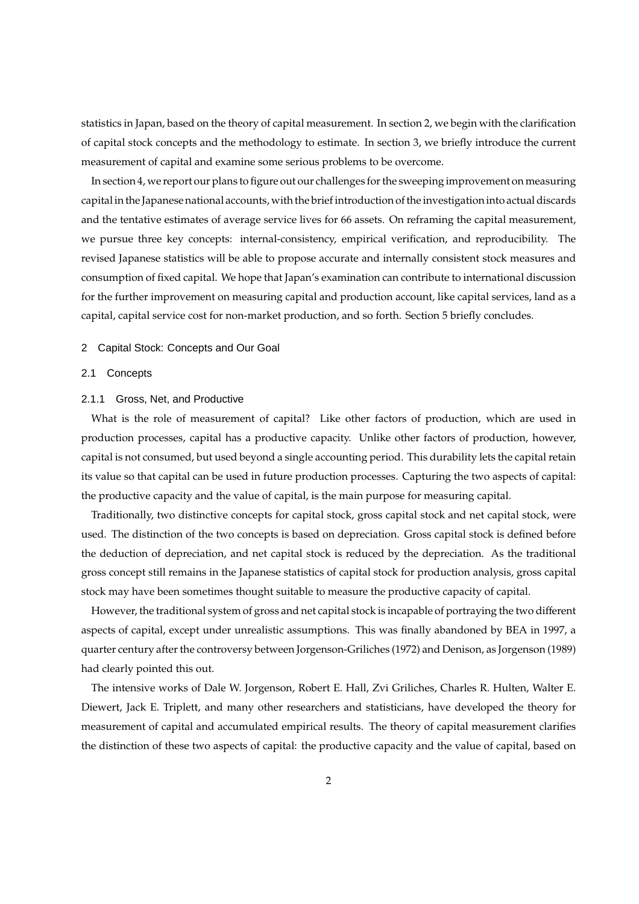statistics in Japan, based on the theory of capital measurement. In section 2, we begin with the clarification of capital stock concepts and the methodology to estimate. In section 3, we briefly introduce the current measurement of capital and examine some serious problems to be overcome.

In section 4, we report our plans to figure out our challenges for the sweeping improvement on measuring capital in the Japanese national accounts, with the brief introduction of the investigation into actual discards and the tentative estimates of average service lives for 66 assets. On reframing the capital measurement, we pursue three key concepts: internal-consistency, empirical verification, and reproducibility. The revised Japanese statistics will be able to propose accurate and internally consistent stock measures and consumption of fixed capital. We hope that Japan's examination can contribute to international discussion for the further improvement on measuring capital and production account, like capital services, land as a capital, capital service cost for non-market production, and so forth. Section 5 briefly concludes.

## 2 Capital Stock: Concepts and Our Goal

### 2.1 Concepts

#### 2.1.1 Gross, Net, and Productive

What is the role of measurement of capital? Like other factors of production, which are used in production processes, capital has a productive capacity. Unlike other factors of production, however, capital is not consumed, but used beyond a single accounting period. This durability lets the capital retain its value so that capital can be used in future production processes. Capturing the two aspects of capital: the productive capacity and the value of capital, is the main purpose for measuring capital.

Traditionally, two distinctive concepts for capital stock, gross capital stock and net capital stock, were used. The distinction of the two concepts is based on depreciation. Gross capital stock is defined before the deduction of depreciation, and net capital stock is reduced by the depreciation. As the traditional gross concept still remains in the Japanese statistics of capital stock for production analysis, gross capital stock may have been sometimes thought suitable to measure the productive capacity of capital.

However, the traditional system of gross and net capital stock is incapable of portraying the two different aspects of capital, except under unrealistic assumptions. This was finally abandoned by BEA in 1997, a quarter century after the controversy between Jorgenson-Griliches (1972) and Denison, as Jorgenson (1989) had clearly pointed this out.

The intensive works of Dale W. Jorgenson, Robert E. Hall, Zvi Griliches, Charles R. Hulten, Walter E. Diewert, Jack E. Triplett, and many other researchers and statisticians, have developed the theory for measurement of capital and accumulated empirical results. The theory of capital measurement clarifies the distinction of these two aspects of capital: the productive capacity and the value of capital, based on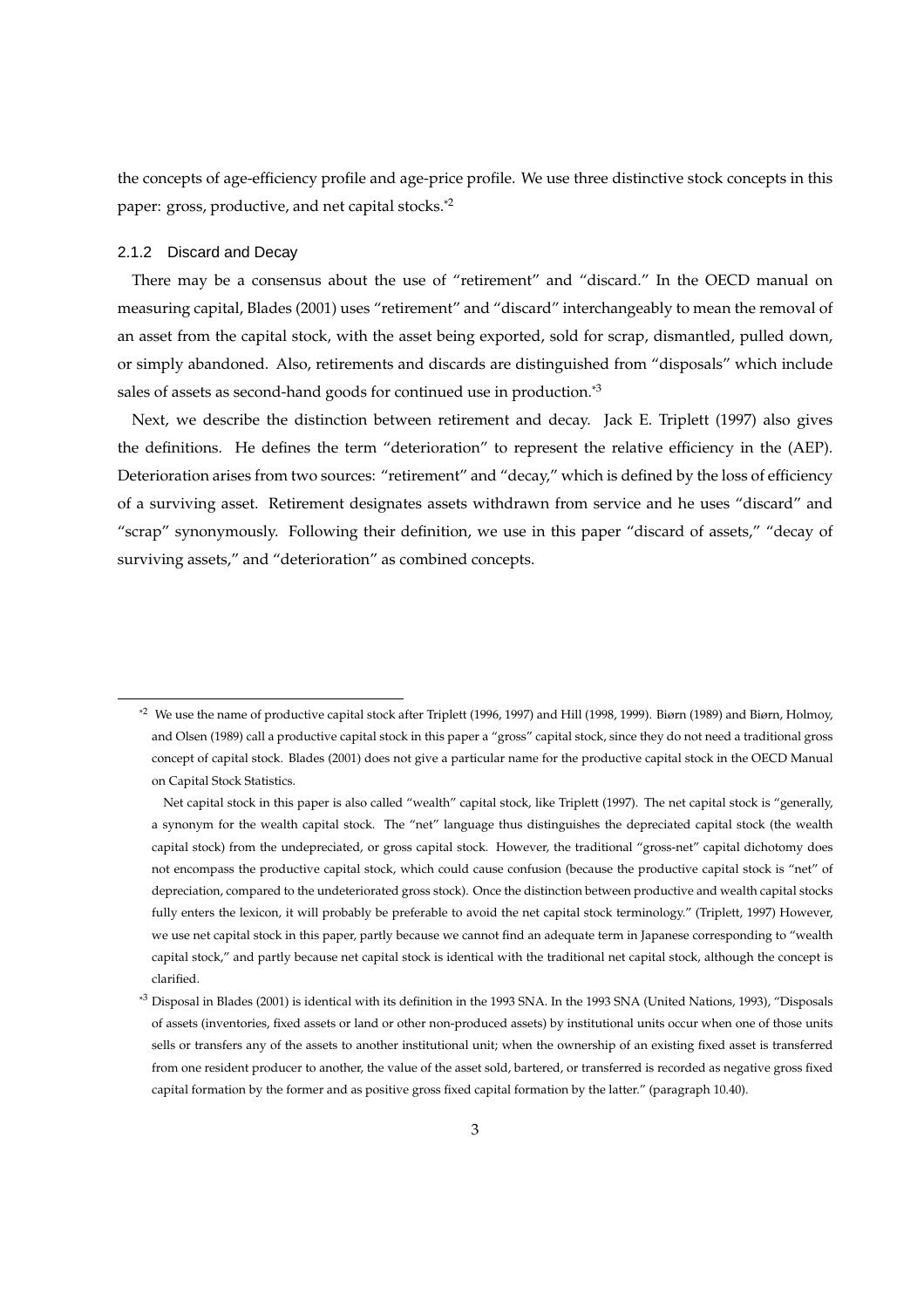the concepts of age-efficiency profile and age-price profile. We use three distinctive stock concepts in this paper: gross, productive, and net capital stocks.[*2]

### 2.1.2 Discard and Decay

There may be a consensus about the use of "retirement" and "discard." In the OECD manual on measuring capital, Blades (2001) uses "retirement" and "discard" interchangeably to mean the removal of an asset from the capital stock, with the asset being exported, sold for scrap, dismantled, pulled down, or simply abandoned. Also, retirements and discards are distinguished from "disposals" which include sales of assets as second-hand goods for continued use in production.[*3]

Next, we describe the distinction between retirement and decay. Jack E. Triplett (1997) also gives the definitions. He defines the term "deterioration" to represent the relative efficiency in the (AEP). Deterioration arises from two sources: "retirement" and "decay," which is defined by the loss of efficiency of a surviving asset. Retirement designates assets withdrawn from service and he uses "discard" and "scrap" synonymously. Following their definition, we use in this paper "discard of assets," "decay of surviving assets," and "deterioration" as combined concepts.

---

[*2] We use the name of productive capital stock after Triplett (1996, 1997) and Hill (1998, 1999). Biørn (1989) and Biørn, Holmoy, and Olsen (1989) call a productive capital stock in this paper a "gross" capital stock, since they do not need a traditional gross concept of capital stock. Blades (2001) does not give a particular name for the productive capital stock in the OECD Manual on Capital Stock Statistics.

Net capital stock in this paper is also called "wealth" capital stock, like Triplett (1997). The net capital stock is "generally, a synonym for the wealth capital stock. The "net" language thus distinguishes the depreciated capital stock (the wealth capital stock) from the undepreciated, or gross capital stock. However, the traditional "gross-net" capital dichotomy does not encompass the productive capital stock, which could cause confusion (because the productive capital stock is "net" of depreciation, compared to the undeteriorated gross stock). Once the distinction between productive and wealth capital stocks fully enters the lexicon, it will probably be preferable to avoid the net capital stock terminology." (Triplett, 1997) However, we use net capital stock in this paper, partly because we cannot find an adequate term in Japanese corresponding to "wealth capital stock," and partly because net capital stock is identical with the traditional net capital stock, although the concept is clarified.

[*3] Disposal in Blades (2001) is identical with its definition in the 1993 SNA. In the 1993 SNA (United Nations, 1993), "Disposals of assets (inventories, fixed assets or land or other non-produced assets) by institutional units occur when one of those units sells or transfers any of the assets to another institutional unit; when the ownership of an existing fixed asset is transferred from one resident producer to another, the value of the asset sold, bartered, or transferred is recorded as negative gross fixed capital formation by the former and as positive gross fixed capital formation by the latter." (paragraph 10.40).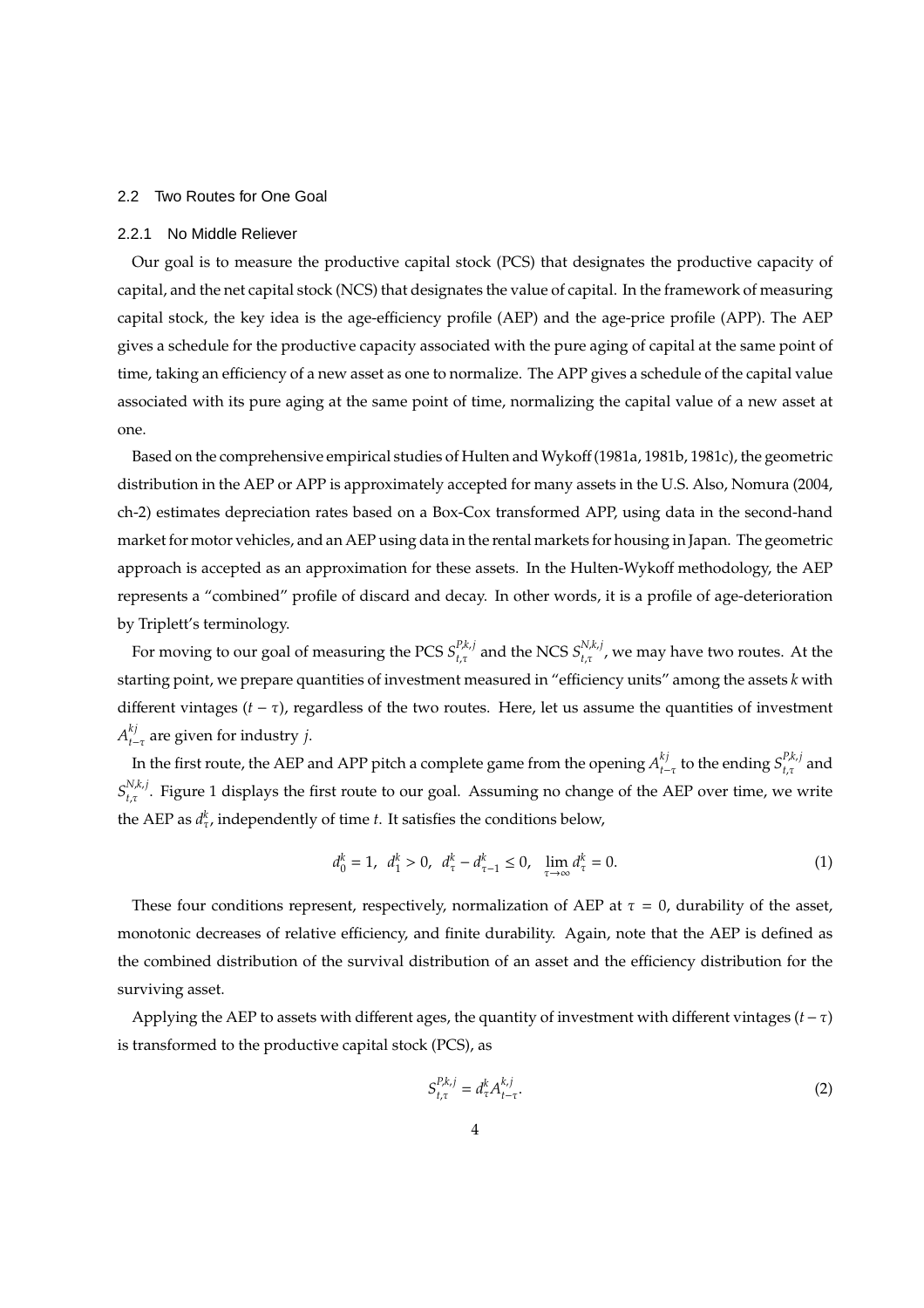## 2.2 Two Routes for One Goal

### 2.2.1 No Middle Reliever

Our goal is to measure the productive capital stock (PCS) that designates the productive capacity of capital, and the net capital stock (NCS) that designates the value of capital. In the framework of measuring capital stock, the key idea is the age-efficiency profile (AEP) and the age-price profile (APP). The AEP gives a schedule for the productive capacity associated with the pure aging of capital at the same point of time, taking an efficiency of a new asset as one to normalize. The APP gives a schedule of the capital value associated with its pure aging at the same point of time, normalizing the capital value of a new asset at one.

Based on the comprehensive empirical studies of Hulten and Wykoff (1981a, 1981b, 1981c), the geometric distribution in the AEP or APP is approximately accepted for many assets in the U.S. Also, Nomura (2004, ch-2) estimates depreciation rates based on a Box-Cox transformed APP, using data in the second-hand market for motor vehicles, and an AEP using data in the rental markets for housing in Japan. The geometric approach is accepted as an approximation for these assets. In the Hulten-Wykoff methodology, the AEP represents a "combined" profile of discard and decay. In other words, it is a profile of age-deterioration by Triplett's terminology.

For moving to our goal of measuring the PCS $S_{t,\tau}^{P,k,j}$ and the NCS $S_{t,\tau}^{N,k,j}$, we may have two routes. At the starting point, we prepare quantities of investment measured in "efficiency units" among the assets $k$ with different vintages $(t-\tau)$, regardless of the two routes. Here, let us assume the quantities of investment $A_{t-\tau}^{kj}$ are given for industry $j$.

In the first route, the AEP and APP pitch a complete game from the opening $A_{t-\tau}^{kj}$ to the ending $S_{t,\tau}^{P,k,j}$ and $S_{t,\tau}^{N,k,j}$. Figure 1 displays the first route to our goal. Assuming no change of the AEP over time, we write the AEP as $d_\tau^k$, independently of time $t$. It satisfies the conditions below,

$$d_0^k = 1, \;\; d_1^k > 0, \;\; d_\tau^k - d_{\tau-1}^k \leq 0, \;\; \lim_{\tau \to \infty} d_\tau^k = 0. \tag{1}$$

These four conditions represent, respectively, normalization of AEP at $\tau = 0$, durability of the asset, monotonic decreases of relative efficiency, and finite durability. Again, note that the AEP is defined as the combined distribution of the survival distribution of an asset and the efficiency distribution for the surviving asset.

Applying the AEP to assets with different ages, the quantity of investment with different vintages $(t-\tau)$ is transformed to the productive capital stock (PCS), as

$$S_{t,\tau}^{P,k,j} = d_\tau^k A_{t-\tau}^{k,j}. \tag{2}$$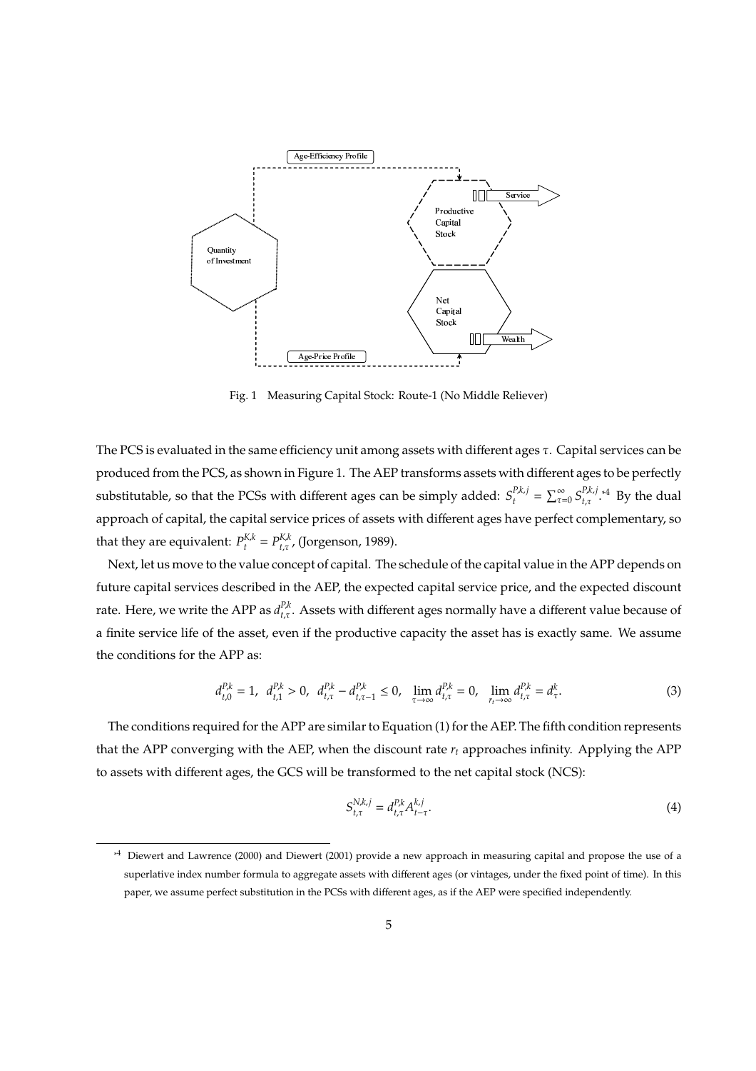Fig. 1 Measuring Capital Stock: Route-1 (No Middle Reliever)

The PCS is evaluated in the same efficiency unit among assets with different ages $\tau$. Capital services can be produced from the PCS, as shown in Figure 1. The AEP transforms assets with different ages to be perfectly substitutable, so that the PCSs with different ages can be simply added: $S_t^{P,k,j} = \sum_{\tau=0}^{\infty} S_{t,\tau}^{P,k,j}$.[*4] By the dual approach of capital, the capital service prices of assets with different ages have perfect complementary, so that they are equivalent: $P_t^{K,k} = P_{t,\tau}^{K,k}$, (Jorgenson, 1989).

Next, let us move to the value concept of capital. The schedule of the capital value in the APP depends on future capital services described in the AEP, the expected capital service price, and the expected discount rate. Here, we write the APP as $d_{t,\tau}^{P,k}$. Assets with different ages normally have a different value because of a finite service life of the asset, even if the productive capacity the asset has is exactly same. We assume the conditions for the APP as:

$$d_{t,0}^{P,k} = 1, \;\; d_{t,1}^{P,k} > 0, \;\; d_{t,\tau}^{P,k} - d_{t,\tau-1}^{P,k} \leq 0, \;\; \lim_{\tau \to \infty} d_{t,\tau}^{P,k} = 0, \;\; \lim_{r_t \to \infty} d_{t,\tau}^{P,k} = d_{\tau}^{k}. \tag{3}$$

The conditions required for the APP are similar to Equation (1) for the AEP. The fifth condition represents that the APP converging with the AEP, when the discount rate $r_t$ approaches infinity. Applying the APP to assets with different ages, the GCS will be transformed to the net capital stock (NCS):

$$S_{t,\tau}^{N,k,j} = d_{t,\tau}^{P,k} A_{t-\tau}^{k,j}. \tag{4}$$

---

[*4] Diewert and Lawrence (2000) and Diewert (2001) provide a new approach in measuring capital and propose the use of a superlative index number formula to aggregate assets with different ages (or vintages, under the fixed point of time). In this paper, we assume perfect substitution in the PCSs with different ages, as if the AEP were specified independently.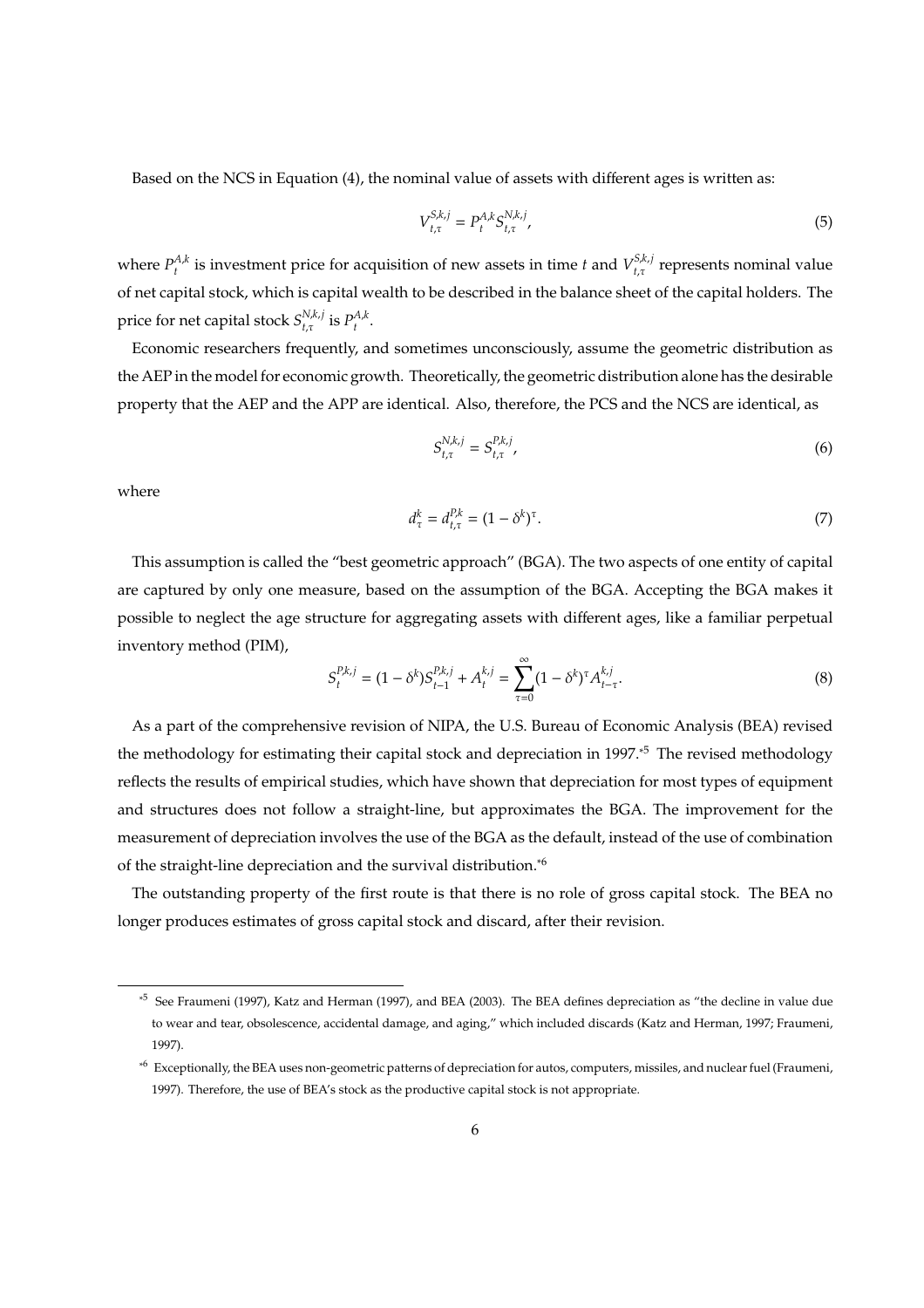Based on the NCS in Equation (4), the nominal value of assets with different ages is written as:

$$V_{t,\tau}^{S,k,j} = P_t^{A,k} S_{t,\tau}^{N,k,j}, \tag{5}$$

where $P_t^{A,k}$ is investment price for acquisition of new assets in time $t$ and $V_{t,\tau}^{S,k,j}$ represents nominal value of net capital stock, which is capital wealth to be described in the balance sheet of the capital holders. The price for net capital stock $S_{t,\tau}^{N,k,j}$ is $P_t^{A,k}$.

Economic researchers frequently, and sometimes unconsciously, assume the geometric distribution as the AEP in the model for economic growth. Theoretically, the geometric distribution alone has the desirable property that the AEP and the APP are identical. Also, therefore, the PCS and the NCS are identical, as

$$S_{t,\tau}^{N,k,j} = S_{t,\tau}^{P,k,j}, \tag{6}$$

where

$$d_\tau^k = d_{t,\tau}^{P,k} = (1-\delta^k)^\tau. \tag{7}$$

This assumption is called the "best geometric approach" (BGA). The two aspects of one entity of capital are captured by only one measure, based on the assumption of the BGA. Accepting the BGA makes it possible to neglect the age structure for aggregating assets with different ages, like a familiar perpetual inventory method (PIM),

$$S_t^{P,k,j} = (1-\delta^k) S_{t-1}^{P,k,j} + A_t^{k,j} = \sum_{\tau=0}^{\infty} (1-\delta^k)^\tau A_{t-\tau}^{k,j}. \tag{8}$$

As a part of the comprehensive revision of NIPA, the U.S. Bureau of Economic Analysis (BEA) revised the methodology for estimating their capital stock and depreciation in 1997.[*5] The revised methodology reflects the results of empirical studies, which have shown that depreciation for most types of equipment and structures does not follow a straight-line, but approximates the BGA. The improvement for the measurement of depreciation involves the use of the BGA as the default, instead of the use of combination of the straight-line depreciation and the survival distribution.[*6]

The outstanding property of the first route is that there is no role of gross capital stock. The BEA no longer produces estimates of gross capital stock and discard, after their revision.

---

[*5] See Fraumeni (1997), Katz and Herman (1997), and BEA (2003). The BEA defines depreciation as "the decline in value due to wear and tear, obsolescence, accidental damage, and aging," which included discards (Katz and Herman, 1997; Fraumeni, 1997).

[*6] Exceptionally, the BEA uses non-geometric patterns of depreciation for autos, computers, missiles, and nuclear fuel (Fraumeni, 1997). Therefore, the use of BEA's stock as the productive capital stock is not appropriate.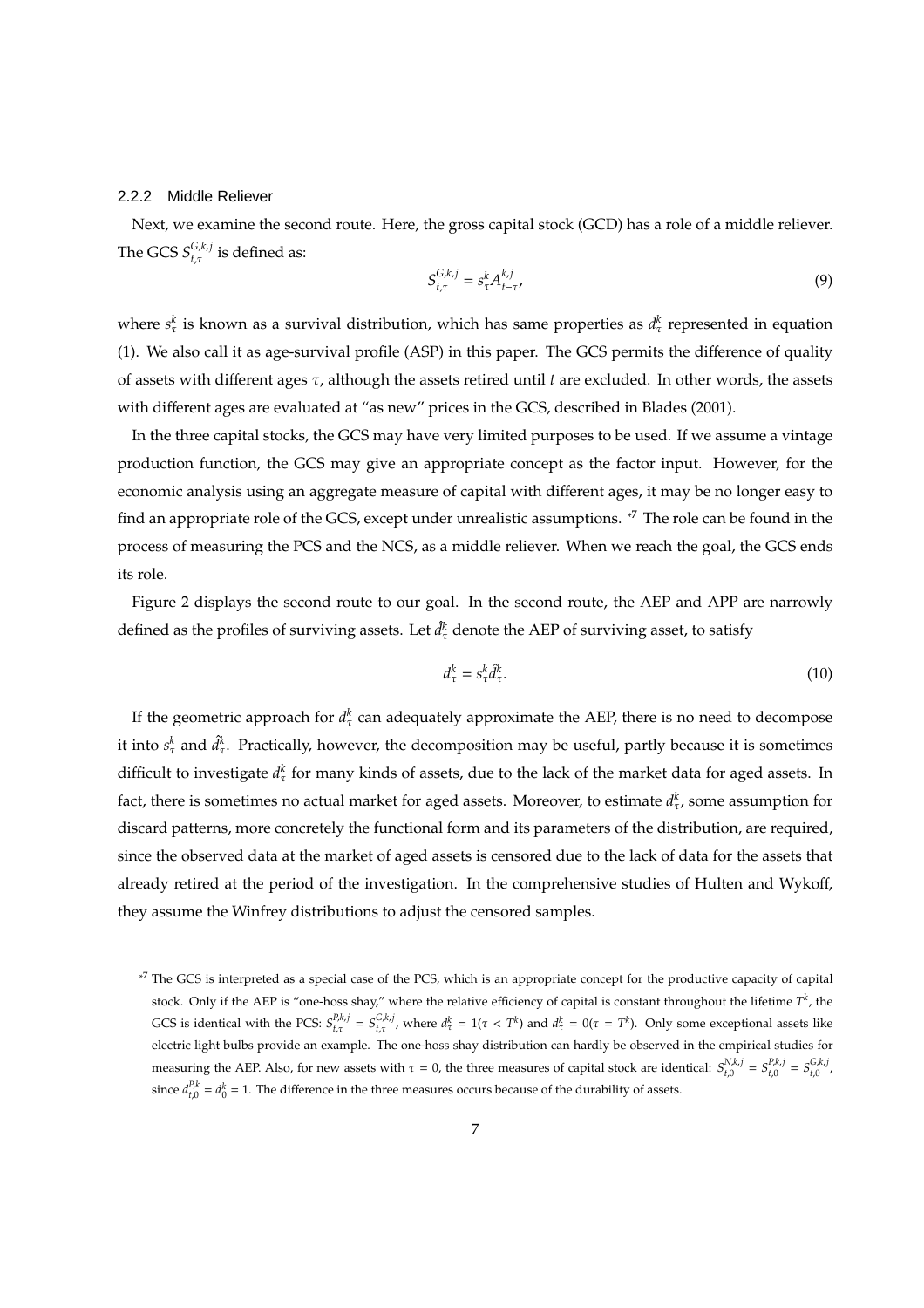### 2.2.2 Middle Reliever

Next, we examine the second route. Here, the gross capital stock (GCD) has a role of a middle reliever. The GCS $S_{t,\tau}^{G,k,j}$ is defined as:

$$S_{t,\tau}^{G,k,j} = s_{\tau}^{k} A_{t-\tau}^{k,j}, \tag{9}$$

where $s_{\tau}^{k}$ is known as a survival distribution, which has same properties as $d_{\tau}^{k}$ represented in equation (1). We also call it as age-survival profile (ASP) in this paper. The GCS permits the difference of quality of assets with different ages $\tau$, although the assets retired until $t$ are excluded. In other words, the assets with different ages are evaluated at "as new" prices in the GCS, described in Blades (2001).

In the three capital stocks, the GCS may have very limited purposes to be used. If we assume a vintage production function, the GCS may give an appropriate concept as the factor input. However, for the economic analysis using an aggregate measure of capital with different ages, it may be no longer easy to find an appropriate role of the GCS, except under unrealistic assumptions. [*7] The role can be found in the process of measuring the PCS and the NCS, as a middle reliever. When we reach the goal, the GCS ends its role.

Figure 2 displays the second route to our goal. In the second route, the AEP and APP are narrowly defined as the profiles of surviving assets. Let $\hat{d}_{\tau}^{k}$ denote the AEP of surviving asset, to satisfy

$$d_{\tau}^{k} = s_{\tau}^{k} \hat{d}_{\tau}^{k}. \tag{10}$$

If the geometric approach for $d_{\tau}^{k}$ can adequately approximate the AEP, there is no need to decompose it into $s_{\tau}^{k}$ and $\hat{d}_{\tau}^{k}$. Practically, however, the decomposition may be useful, partly because it is sometimes difficult to investigate $d_{\tau}^{k}$ for many kinds of assets, due to the lack of the market data for aged assets. In fact, there is sometimes no actual market for aged assets. Moreover, to estimate $d_{\tau}^{k}$, some assumption for discard patterns, more concretely the functional form and its parameters of the distribution, are required, since the observed data at the market of aged assets is censored due to the lack of data for the assets that already retired at the period of the investigation. In the comprehensive studies of Hulten and Wykoff, they assume the Winfrey distributions to adjust the censored samples.

---

[*7] The GCS is interpreted as a special case of the PCS, which is an appropriate concept for the productive capacity of capital stock. Only if the AEP is "one-hoss shay," where the relative efficiency of capital is constant throughout the lifetime $T^{k}$, the GCS is identical with the PCS: $S_{t,\tau}^{P,k,j} = S_{t,\tau}^{G,k,j}$, where $d_{\tau}^{k} = 1(\tau < T^{k})$ and $d_{\tau}^{k} = 0(\tau = T^{k})$. Only some exceptional assets like electric light bulbs provide an example. The one-hoss shay distribution can hardly be observed in the empirical studies for measuring the AEP. Also, for new assets with $\tau = 0$, the three measures of capital stock are identical: $S_{t,0}^{N,k,j} = S_{t,0}^{P,k,j} = S_{t,0}^{G,k,j}$, since $d_{t,0}^{P,k} = d_{0}^{k} = 1$. The difference in the three measures occurs because of the durability of assets.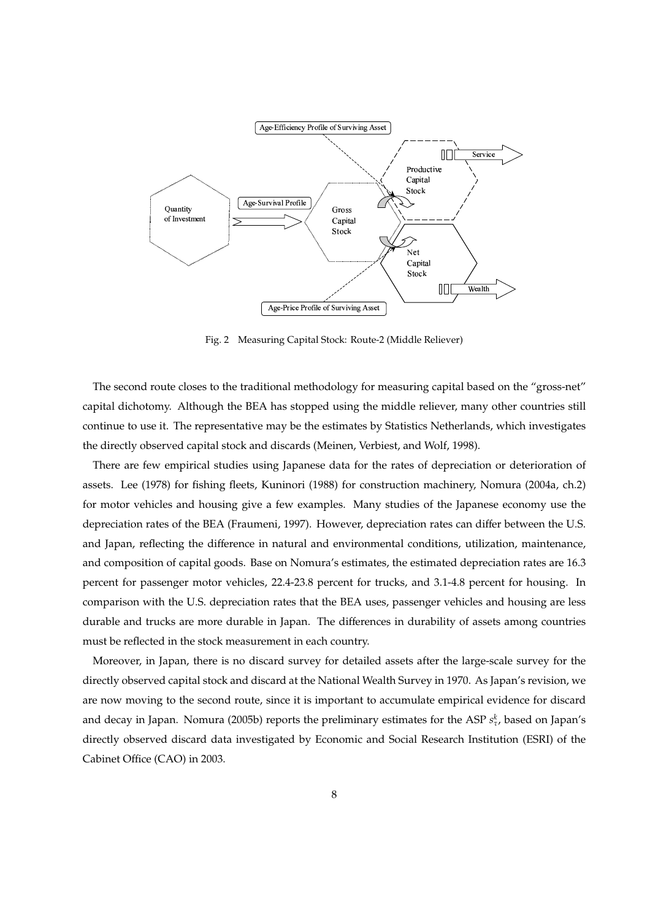Fig. 2 Measuring Capital Stock: Route-2 (Middle Reliever)

The second route closes to the traditional methodology for measuring capital based on the "gross-net" capital dichotomy. Although the BEA has stopped using the middle reliever, many other countries still continue to use it. The representative may be the estimates by Statistics Netherlands, which investigates the directly observed capital stock and discards (Meinen, Verbiest, and Wolf, 1998).

There are few empirical studies using Japanese data for the rates of depreciation or deterioration of assets. Lee (1978) for fishing fleets, Kuninori (1988) for construction machinery, Nomura (2004a, ch.2) for motor vehicles and housing give a few examples. Many studies of the Japanese economy use the depreciation rates of the BEA (Fraumeni, 1997). However, depreciation rates can differ between the U.S. and Japan, reflecting the difference in natural and environmental conditions, utilization, maintenance, and composition of capital goods. Base on Nomura's estimates, the estimated depreciation rates are 16.3 percent for passenger motor vehicles, 22.4-23.8 percent for trucks, and 3.1-4.8 percent for housing. In comparison with the U.S. depreciation rates that the BEA uses, passenger vehicles and housing are less durable and trucks are more durable in Japan. The differences in durability of assets among countries must be reflected in the stock measurement in each country.

Moreover, in Japan, there is no discard survey for detailed assets after the large-scale survey for the directly observed capital stock and discard at the National Wealth Survey in 1970. As Japan's revision, we are now moving to the second route, since it is important to accumulate empirical evidence for discard and decay in Japan. Nomura (2005b) reports the preliminary estimates for the ASP $s_{\tau}^{k}$, based on Japan's directly observed discard data investigated by Economic and Social Research Institution (ESRI) of the Cabinet Office (CAO) in 2003.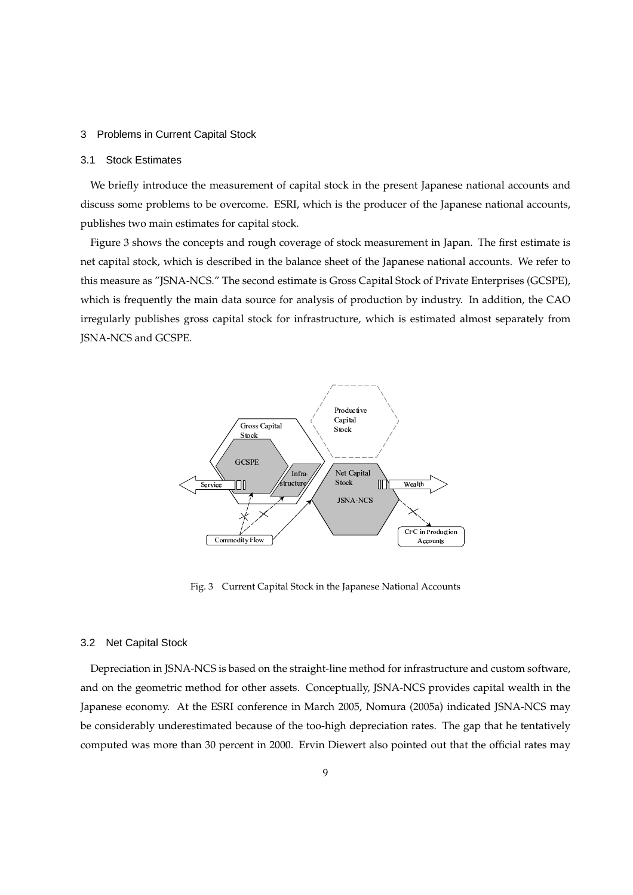## 3 Problems in Current Capital Stock

### 3.1 Stock Estimates

We briefly introduce the measurement of capital stock in the present Japanese national accounts and discuss some problems to be overcome. ESRI, which is the producer of the Japanese national accounts, publishes two main estimates for capital stock.

Figure 3 shows the concepts and rough coverage of stock measurement in Japan. The first estimate is net capital stock, which is described in the balance sheet of the Japanese national accounts. We refer to this measure as "JSNA-NCS." The second estimate is Gross Capital Stock of Private Enterprises (GCSPE), which is frequently the main data source for analysis of production by industry. In addition, the CAO irregularly publishes gross capital stock for infrastructure, which is estimated almost separately from JSNA-NCS and GCSPE.

Fig. 3 Current Capital Stock in the Japanese National Accounts

### 3.2 Net Capital Stock

Depreciation in JSNA-NCS is based on the straight-line method for infrastructure and custom software, and on the geometric method for other assets. Conceptually, JSNA-NCS provides capital wealth in the Japanese economy. At the ESRI conference in March 2005, Nomura (2005a) indicated JSNA-NCS may be considerably underestimated because of the too-high depreciation rates. The gap that he tentatively computed was more than 30 percent in 2000. Ervin Diewert also pointed out that the official rates may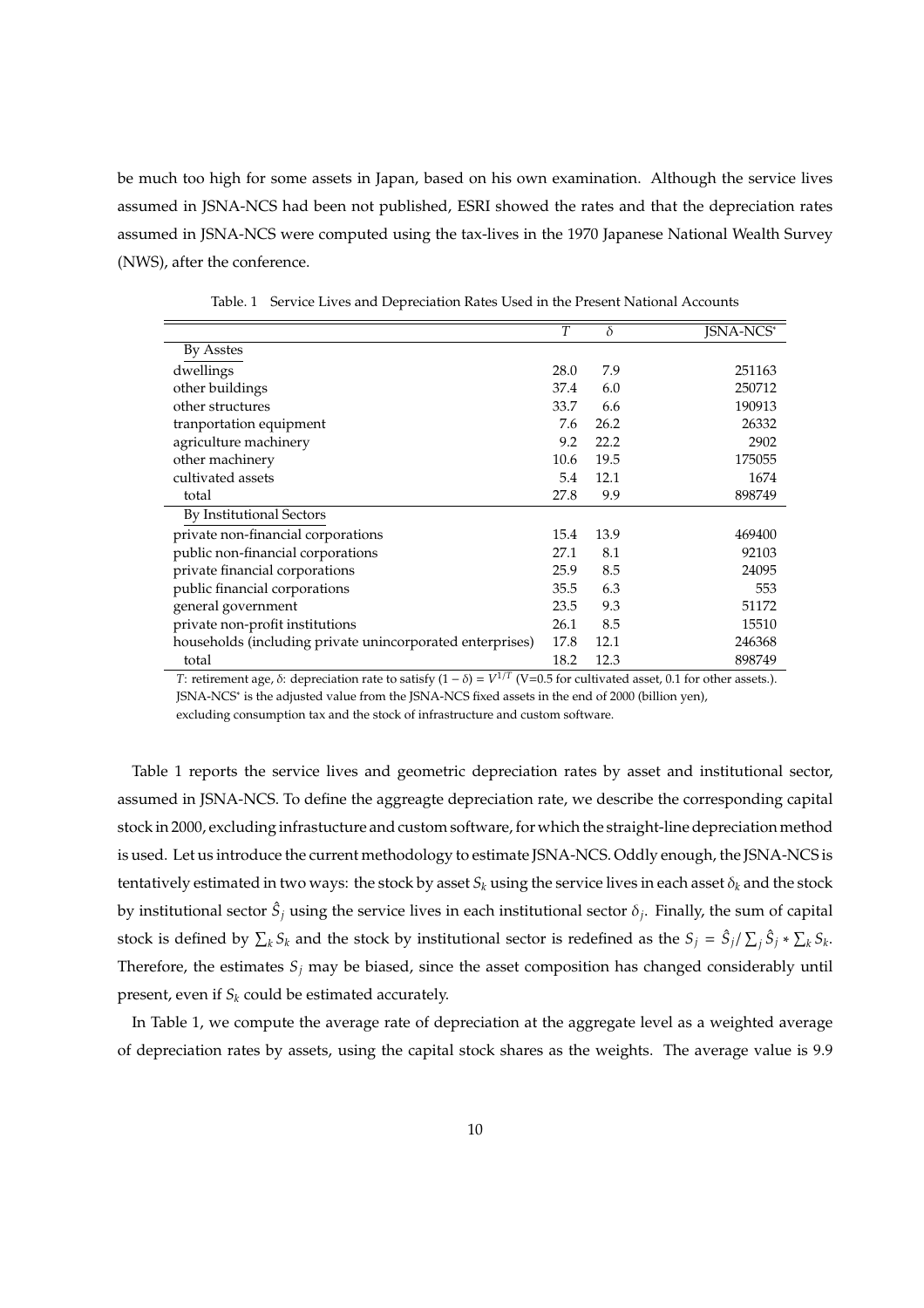be much too high for some assets in Japan, based on his own examination. Although the service lives assumed in JSNA-NCS had been not published, ESRI showed the rates and that the depreciation rates assumed in JSNA-NCS were computed using the tax-lives in the 1970 Japanese National Wealth Survey (NWS), after the conference.

Table. 1 Service Lives and Depreciation Rates Used in the Present National Accounts

| | $T$ | $\delta$ | JSNA-NCS* |
|---|---|---|---|
| By Asstes | | | |
| dwellings | 28.0 | 7.9 | 251163 |
| other buildings | 37.4 | 6.0 | 250712 |
| other structures | 33.7 | 6.6 | 190913 |
| tranportation equipment | 7.6 | 26.2 | 26332 |
| agriculture machinery | 9.2 | 22.2 | 2902 |
| other machinery | 10.6 | 19.5 | 175055 |
| cultivated assets | 5.4 | 12.1 | 1674 |
| total | 27.8 | 9.9 | 898749 |
| By Institutional Sectors | | | |
| private non-financial corporations | 15.4 | 13.9 | 469400 |
| public non-financial corporations | 27.1 | 8.1 | 92103 |
| private financial corporations | 25.9 | 8.5 | 24095 |
| public financial corporations | 35.5 | 6.3 | 553 |
| general government | 23.5 | 9.3 | 51172 |
| private non-profit institutions | 26.1 | 8.5 | 15510 |
| households (including private unincorporated enterprises) | 17.8 | 12.1 | 246368 |
| total | 18.2 | 12.3 | 898749 |

$T$: retirement age, $\delta$: depreciation rate to satisfy $(1-\delta) = V^{1/T}$ (V=0.5 for cultivated asset, 0.1 for other assets.).
JSNA-NCS* is the adjusted value from the JSNA-NCS fixed assets in the end of 2000 (billion yen), excluding consumption tax and the stock of infrastructure and custom software.

Table 1 reports the service lives and geometric depreciation rates by asset and institutional sector, assumed in JSNA-NCS. To define the aggreagte depreciation rate, we describe the corresponding capital stock in 2000, excluding infrastucture and custom software, for which the straight-line depreciation method is used. Let us introduce the current methodology to estimate JSNA-NCS. Oddly enough, the JSNA-NCS is tentatively estimated in two ways: the stock by asset $S_k$ using the service lives in each asset $\delta_k$ and the stock by institutional sector $\hat{S}_j$ using the service lives in each institutional sector $\delta_j$. Finally, the sum of capital stock is defined by $\sum_k S_k$ and the stock by institutional sector is redefined as the $S_j = \hat{S}_j / \sum_j \hat{S}_j * \sum_k S_k$. Therefore, the estimates $S_j$ may be biased, since the asset composition has changed considerably until present, even if $S_k$ could be estimated accurately.

In Table 1, we compute the average rate of depreciation at the aggregate level as a weighted average of depreciation rates by assets, using the capital stock shares as the weights. The average value is 9.9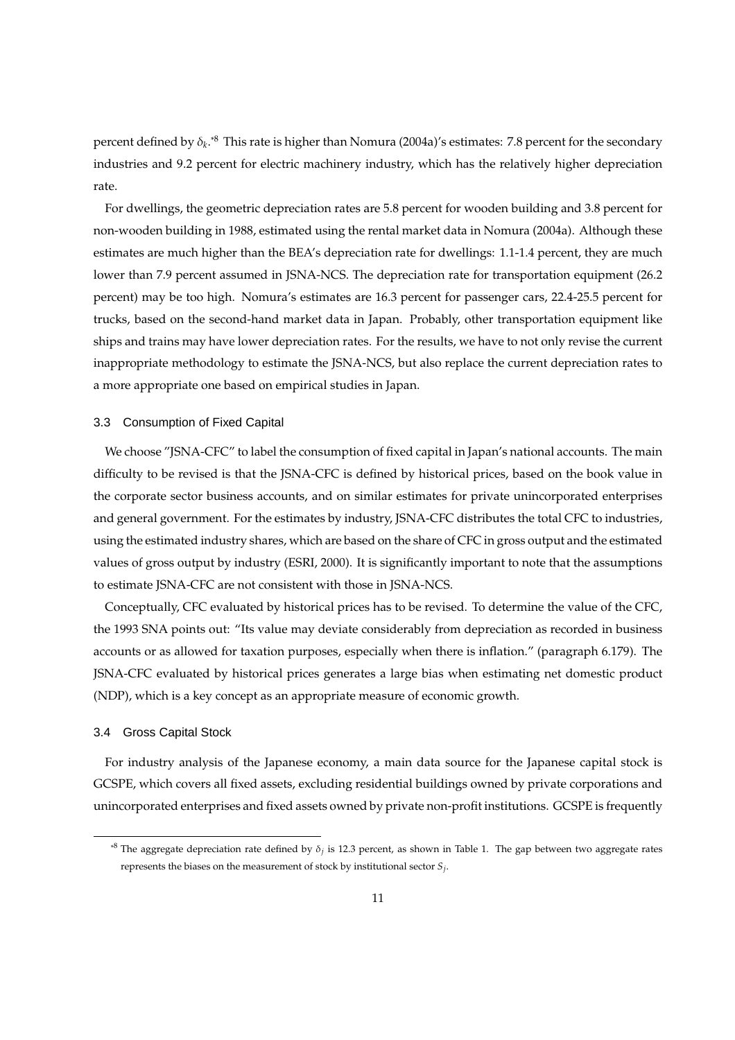percent defined by $\delta_k$.[*8] This rate is higher than Nomura (2004a)'s estimates: 7.8 percent for the secondary industries and 9.2 percent for electric machinery industry, which has the relatively higher depreciation rate.

For dwellings, the geometric depreciation rates are 5.8 percent for wooden building and 3.8 percent for non-wooden building in 1988, estimated using the rental market data in Nomura (2004a). Although these estimates are much higher than the BEA's depreciation rate for dwellings: 1.1-1.4 percent, they are much lower than 7.9 percent assumed in JSNA-NCS. The depreciation rate for transportation equipment (26.2 percent) may be too high. Nomura's estimates are 16.3 percent for passenger cars, 22.4-25.5 percent for trucks, based on the second-hand market data in Japan. Probably, other transportation equipment like ships and trains may have lower depreciation rates. For the results, we have to not only revise the current inappropriate methodology to estimate the JSNA-NCS, but also replace the current depreciation rates to a more appropriate one based on empirical studies in Japan.

### 3.3 Consumption of Fixed Capital

We choose "JSNA-CFC" to label the consumption of fixed capital in Japan's national accounts. The main difficulty to be revised is that the JSNA-CFC is defined by historical prices, based on the book value in the corporate sector business accounts, and on similar estimates for private unincorporated enterprises and general government. For the estimates by industry, JSNA-CFC distributes the total CFC to industries, using the estimated industry shares, which are based on the share of CFC in gross output and the estimated values of gross output by industry (ESRI, 2000). It is significantly important to note that the assumptions to estimate JSNA-CFC are not consistent with those in JSNA-NCS.

Conceptually, CFC evaluated by historical prices has to be revised. To determine the value of the CFC, the 1993 SNA points out: "Its value may deviate considerably from depreciation as recorded in business accounts or as allowed for taxation purposes, especially when there is inflation." (paragraph 6.179). The JSNA-CFC evaluated by historical prices generates a large bias when estimating net domestic product (NDP), which is a key concept as an appropriate measure of economic growth.

### 3.4 Gross Capital Stock

For industry analysis of the Japanese economy, a main data source for the Japanese capital stock is GCSPE, which covers all fixed assets, excluding residential buildings owned by private corporations and unincorporated enterprises and fixed assets owned by private non-profit institutions. GCSPE is frequently

---

[*8] The aggregate depreciation rate defined by $\delta_j$ is 12.3 percent, as shown in Table 1. The gap between two aggregate rates represents the biases on the measurement of stock by institutional sector $S_j$.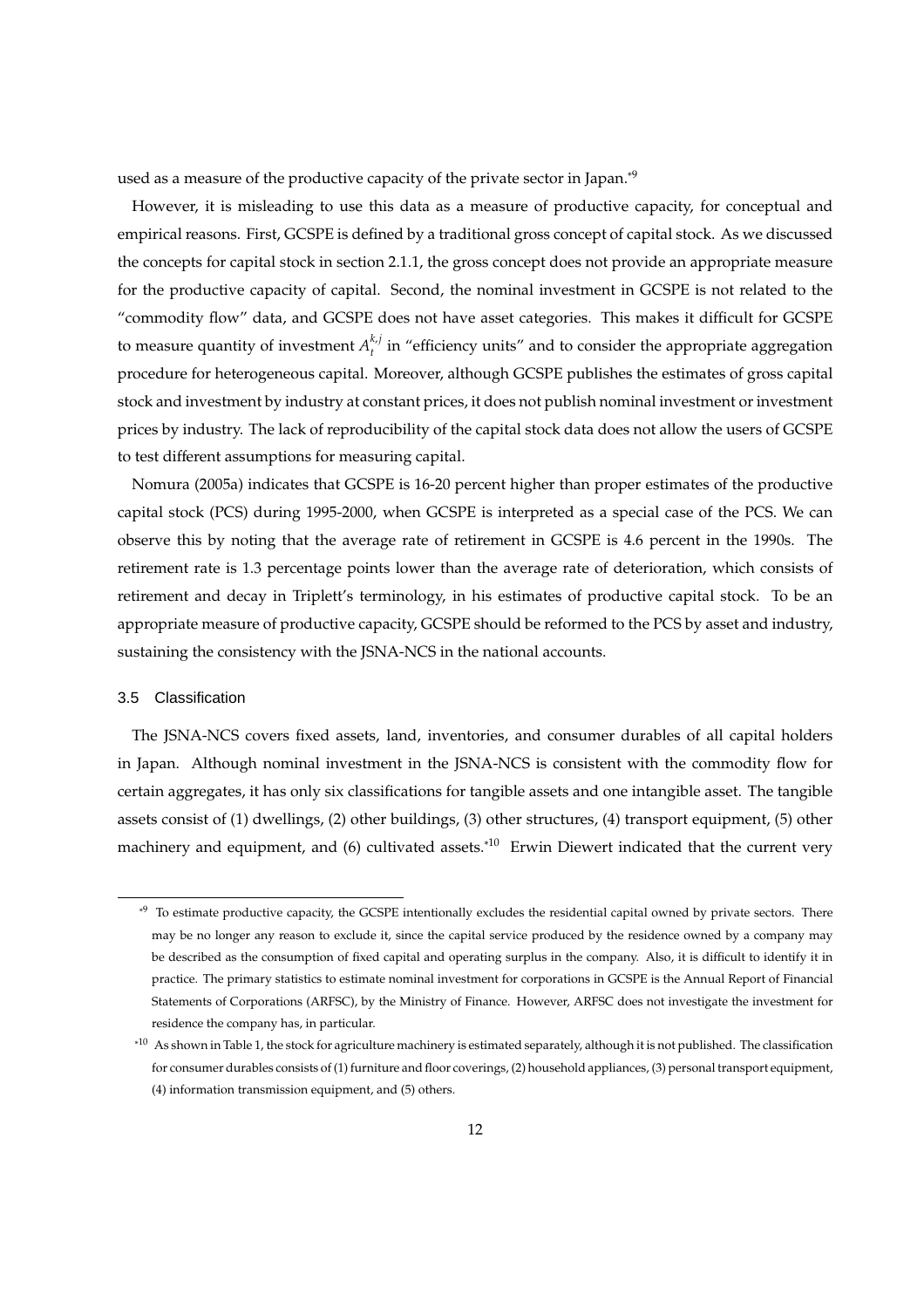used as a measure of the productive capacity of the private sector in Japan.[*9]

However, it is misleading to use this data as a measure of productive capacity, for conceptual and empirical reasons. First, GCSPE is defined by a traditional gross concept of capital stock. As we discussed the concepts for capital stock in section 2.1.1, the gross concept does not provide an appropriate measure for the productive capacity of capital. Second, the nominal investment in GCSPE is not related to the "commodity flow" data, and GCSPE does not have asset categories. This makes it difficult for GCSPE to measure quantity of investment $A_t^{k,j}$ in "efficiency units" and to consider the appropriate aggregation procedure for heterogeneous capital. Moreover, although GCSPE publishes the estimates of gross capital stock and investment by industry at constant prices, it does not publish nominal investment or investment prices by industry. The lack of reproducibility of the capital stock data does not allow the users of GCSPE to test different assumptions for measuring capital.

Nomura (2005a) indicates that GCSPE is 16-20 percent higher than proper estimates of the productive capital stock (PCS) during 1995-2000, when GCSPE is interpreted as a special case of the PCS. We can observe this by noting that the average rate of retirement in GCSPE is 4.6 percent in the 1990s. The retirement rate is 1.3 percentage points lower than the average rate of deterioration, which consists of retirement and decay in Triplett's terminology, in his estimates of productive capital stock. To be an appropriate measure of productive capacity, GCSPE should be reformed to the PCS by asset and industry, sustaining the consistency with the JSNA-NCS in the national accounts.

### 3.5 Classification

The JSNA-NCS covers fixed assets, land, inventories, and consumer durables of all capital holders in Japan. Although nominal investment in the JSNA-NCS is consistent with the commodity flow for certain aggregates, it has only six classifications for tangible assets and one intangible asset. The tangible assets consist of (1) dwellings, (2) other buildings, (3) other structures, (4) transport equipment, (5) other machinery and equipment, and (6) cultivated assets.[*10] Erwin Diewert indicated that the current very

---

[*9] To estimate productive capacity, the GCSPE intentionally excludes the residential capital owned by private sectors. There may be no longer any reason to exclude it, since the capital service produced by the residence owned by a company may be described as the consumption of fixed capital and operating surplus in the company. Also, it is difficult to identify it in practice. The primary statistics to estimate nominal investment for corporations in GCSPE is the Annual Report of Financial Statements of Corporations (ARFSC), by the Ministry of Finance. However, ARFSC does not investigate the investment for residence the company has, in particular.

[*10] As shown in Table 1, the stock for agriculture machinery is estimated separately, although it is not published. The classification for consumer durables consists of (1) furniture and floor coverings, (2) household appliances, (3) personal transport equipment, (4) information transmission equipment, and (5) others.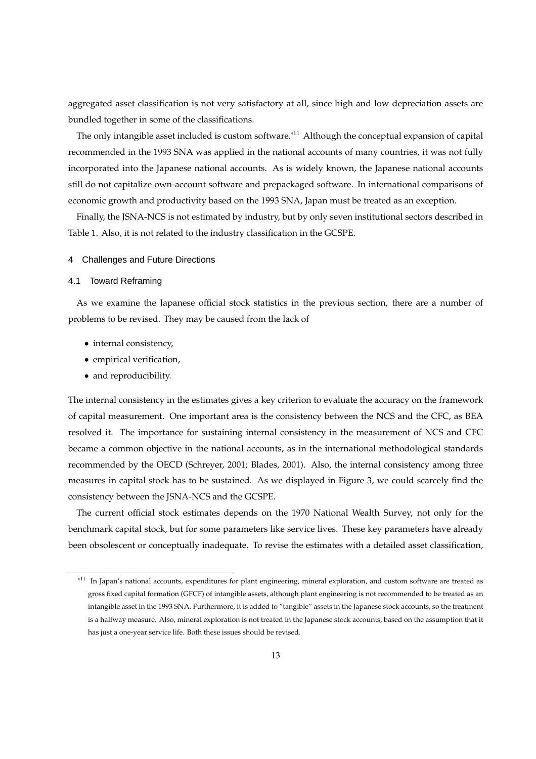aggregated asset classification is not very satisfactory at all, since high and low depreciation assets are bundled together in some of the classifications.

The only intangible asset included is custom software.*[11] Although the conceptual expansion of capital recommended in the 1993 SNA was applied in the national accounts of many countries, it was not fully incorporated into the Japanese national accounts. As is widely known, the Japanese national accounts still do not capitalize own-account software and prepackaged software. In international comparisons of economic growth and productivity based on the 1993 SNA, Japan must be treated as an exception.

Finally, the JSNA-NCS is not estimated by industry, but by only seven institutional sectors described in Table 1. Also, it is not related to the industry classification in the GCSPE.

## 4 Challenges and Future Directions

### 4.1 Toward Reframing

As we examine the Japanese official stock statistics in the previous section, there are a number of problems to be revised. They may be caused from the lack of

- internal consistency,
- empirical verification,
- and reproducibility.

The internal consistency in the estimates gives a key criterion to evaluate the accuracy on the framework of capital measurement. One important area is the consistency between the NCS and the CFC, as BEA resolved it. The importance for sustaining internal consistency in the measurement of NCS and CFC became a common objective in the national accounts, as in the international methodological standards recommended by the OECD (Schreyer, 2001; Blades, 2001). Also, the internal consistency among three measures in capital stock has to be sustained. As we displayed in Figure 3, we could scarcely find the consistency between the JSNA-NCS and the GCSPE.

The current official stock estimates depends on the 1970 National Wealth Survey, not only for the benchmark capital stock, but for some parameters like service lives. These key parameters have already been obsolescent or conceptually inadequate. To revise the estimates with a detailed asset classification,

*[11] In Japan's national accounts, expenditures for plant engineering, mineral exploration, and custom software are treated as gross fixed capital formation (GFCF) of intangible assets, although plant engineering is not recommended to be treated as an intangible asset in the 1993 SNA. Furthermore, it is added to "tangible" assets in the Japanese stock accounts, so the treatment is a halfway measure. Also, mineral exploration is not treated in the Japanese stock accounts, based on the assumption that it has just a one-year service life. Both these issues should be revised.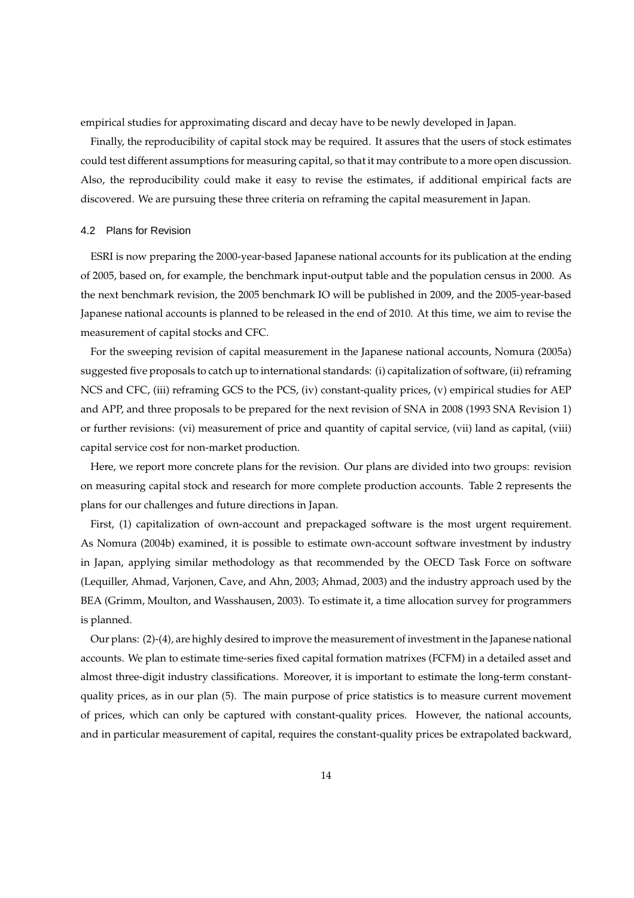empirical studies for approximating discard and decay have to be newly developed in Japan.

Finally, the reproducibility of capital stock may be required. It assures that the users of stock estimates could test different assumptions for measuring capital, so that it may contribute to a more open discussion. Also, the reproducibility could make it easy to revise the estimates, if additional empirical facts are discovered. We are pursuing these three criteria on reframing the capital measurement in Japan.

### 4.2 Plans for Revision

ESRI is now preparing the 2000-year-based Japanese national accounts for its publication at the ending of 2005, based on, for example, the benchmark input-output table and the population census in 2000. As the next benchmark revision, the 2005 benchmark IO will be published in 2009, and the 2005-year-based Japanese national accounts is planned to be released in the end of 2010. At this time, we aim to revise the measurement of capital stocks and CFC.

For the sweeping revision of capital measurement in the Japanese national accounts, Nomura (2005a) suggested five proposals to catch up to international standards: (i) capitalization of software, (ii) reframing NCS and CFC, (iii) reframing GCS to the PCS, (iv) constant-quality prices, (v) empirical studies for AEP and APP, and three proposals to be prepared for the next revision of SNA in 2008 (1993 SNA Revision 1) or further revisions: (vi) measurement of price and quantity of capital service, (vii) land as capital, (viii) capital service cost for non-market production.

Here, we report more concrete plans for the revision. Our plans are divided into two groups: revision on measuring capital stock and research for more complete production accounts. Table 2 represents the plans for our challenges and future directions in Japan.

First, (1) capitalization of own-account and prepackaged software is the most urgent requirement. As Nomura (2004b) examined, it is possible to estimate own-account software investment by industry in Japan, applying similar methodology as that recommended by the OECD Task Force on software (Lequiller, Ahmad, Varjonen, Cave, and Ahn, 2003; Ahmad, 2003) and the industry approach used by the BEA (Grimm, Moulton, and Wasshausen, 2003). To estimate it, a time allocation survey for programmers is planned.

Our plans: (2)-(4), are highly desired to improve the measurement of investment in the Japanese national accounts. We plan to estimate time-series fixed capital formation matrixes (FCFM) in a detailed asset and almost three-digit industry classifications. Moreover, it is important to estimate the long-term constant-quality prices, as in our plan (5). The main purpose of price statistics is to measure current movement of prices, which can only be captured with constant-quality prices. However, the national accounts, and in particular measurement of capital, requires the constant-quality prices be extrapolated backward,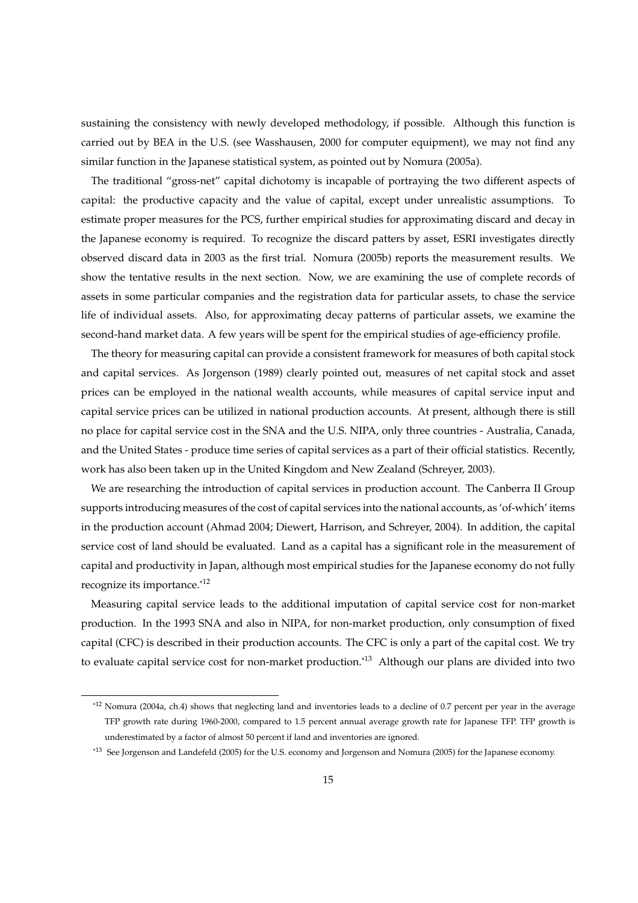sustaining the consistency with newly developed methodology, if possible. Although this function is carried out by BEA in the U.S. (see Wasshausen, 2000 for computer equipment), we may not find any similar function in the Japanese statistical system, as pointed out by Nomura (2005a).

The traditional "gross-net" capital dichotomy is incapable of portraying the two different aspects of capital: the productive capacity and the value of capital, except under unrealistic assumptions. To estimate proper measures for the PCS, further empirical studies for approximating discard and decay in the Japanese economy is required. To recognize the discard patters by asset, ESRI investigates directly observed discard data in 2003 as the first trial. Nomura (2005b) reports the measurement results. We show the tentative results in the next section. Now, we are examining the use of complete records of assets in some particular companies and the registration data for particular assets, to chase the service life of individual assets. Also, for approximating decay patterns of particular assets, we examine the second-hand market data. A few years will be spent for the empirical studies of age-efficiency profile.

The theory for measuring capital can provide a consistent framework for measures of both capital stock and capital services. As Jorgenson (1989) clearly pointed out, measures of net capital stock and asset prices can be employed in the national wealth accounts, while measures of capital service input and capital service prices can be utilized in national production accounts. At present, although there is still no place for capital service cost in the SNA and the U.S. NIPA, only three countries - Australia, Canada, and the United States - produce time series of capital services as a part of their official statistics. Recently, work has also been taken up in the United Kingdom and New Zealand (Schreyer, 2003).

We are researching the introduction of capital services in production account. The Canberra II Group supports introducing measures of the cost of capital services into the national accounts, as 'of-which' items in the production account (Ahmad 2004; Diewert, Harrison, and Schreyer, 2004). In addition, the capital service cost of land should be evaluated. Land as a capital has a significant role in the measurement of capital and productivity in Japan, although most empirical studies for the Japanese economy do not fully recognize its importance.[*12]

Measuring capital service leads to the additional imputation of capital service cost for non-market production. In the 1993 SNA and also in NIPA, for non-market production, only consumption of fixed capital (CFC) is described in their production accounts. The CFC is only a part of the capital cost. We try to evaluate capital service cost for non-market production.[*13] Although our plans are divided into two

---

[*12] Nomura (2004a, ch.4) shows that neglecting land and inventories leads to a decline of 0.7 percent per year in the average TFP growth rate during 1960-2000, compared to 1.5 percent annual average growth rate for Japanese TFP. TFP growth is underestimated by a factor of almost 50 percent if land and inventories are ignored.

[*13] See Jorgenson and Landefeld (2005) for the U.S. economy and Jorgenson and Nomura (2005) for the Japanese economy.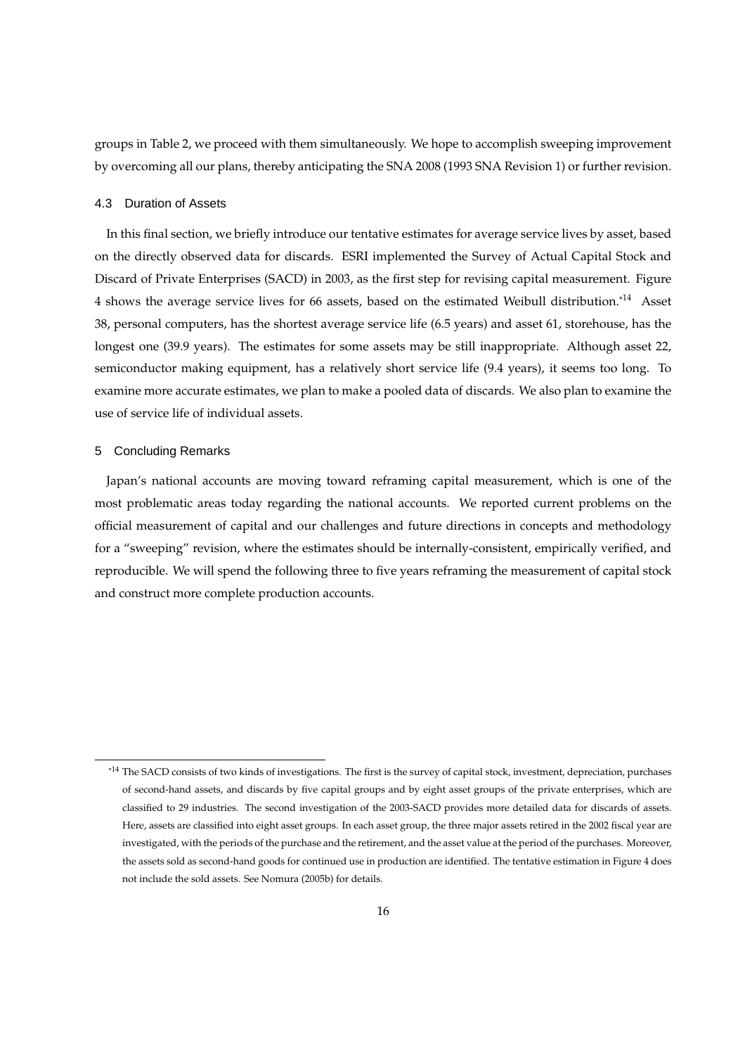groups in Table 2, we proceed with them simultaneously. We hope to accomplish sweeping improvement by overcoming all our plans, thereby anticipating the SNA 2008 (1993 SNA Revision 1) or further revision.

### 4.3 Duration of Assets

In this final section, we briefly introduce our tentative estimates for average service lives by asset, based on the directly observed data for discards. ESRI implemented the Survey of Actual Capital Stock and Discard of Private Enterprises (SACD) in 2003, as the first step for revising capital measurement. Figure 4 shows the average service lives for 66 assets, based on the estimated Weibull distribution.[*14] Asset 38, personal computers, has the shortest average service life (6.5 years) and asset 61, storehouse, has the longest one (39.9 years). The estimates for some assets may be still inappropriate. Although asset 22, semiconductor making equipment, has a relatively short service life (9.4 years), it seems too long. To examine more accurate estimates, we plan to make a pooled data of discards. We also plan to examine the use of service life of individual assets.

## 5 Concluding Remarks

Japan's national accounts are moving toward reframing capital measurement, which is one of the most problematic areas today regarding the national accounts. We reported current problems on the official measurement of capital and our challenges and future directions in concepts and methodology for a "sweeping" revision, where the estimates should be internally-consistent, empirically verified, and reproducible. We will spend the following three to five years reframing the measurement of capital stock and construct more complete production accounts.

---

[*14] The SACD consists of two kinds of investigations. The first is the survey of capital stock, investment, depreciation, purchases of second-hand assets, and discards by five capital groups and by eight asset groups of the private enterprises, which are classified to 29 industries. The second investigation of the 2003-SACD provides more detailed data for discards of assets. Here, assets are classified into eight asset groups. In each asset group, the three major assets retired in the 2002 fiscal year are investigated, with the periods of the purchase and the retirement, and the asset value at the period of the purchases. Moreover, the assets sold as second-hand goods for continued use in production are identified. The tentative estimation in Figure 4 does not include the sold assets. See Nomura (2005b) for details.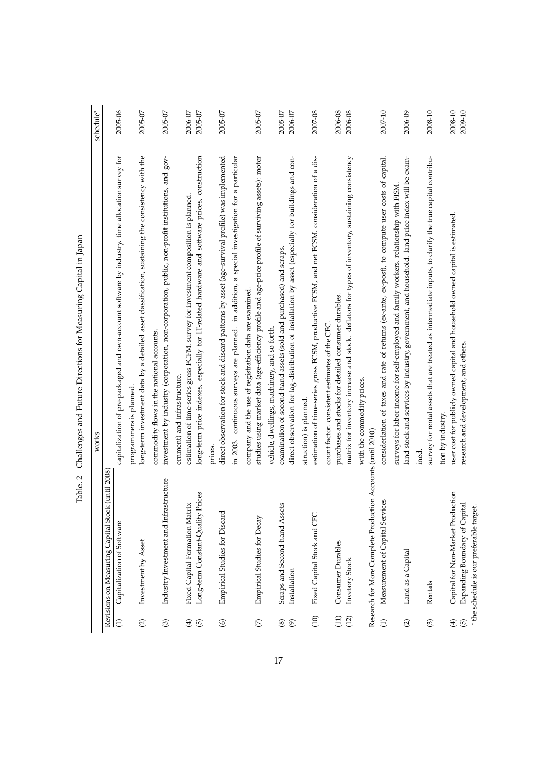Table. 2 Challenges and Future Directions for Measuring Capital in Japan

| | | works | schedule* |
|---|---|---|---|
| Revisions on Measuring Capital Stock (until 2008) | | | |
| (1) | Capitalization of Software | capitalization of pre-packaged and own-account software by industry. time allocation survey for programmers is planned. | 2005-06 |
| (2) | Investment by Asset | long-term investment data by a detailed asset classification, sustaining the consistency with the commodity flows in the national accounts. | 2005-07 |
| (3) | Industry Investment and Infrastructure | investment by industry (corporation, non-corporation, public, non-profit institutions, and government) and infrastructure. | 2005-07 |
| (4) | Fixed Capital Formation Matrix | estimation of time-series gross FCFM. survey for investment composition is planned. | 2006-07 |
| (5) | Long-term Constant-Quality Prices | long-term price indexes, especially for IT-related hardware and software prices, construction prices. | 2005-07 |
| (6) | Empirical Studies for Discard | direct observation for stock and discard patterns by asset (age-survival profile) was implemented in 2003. continuous surveys are planned. in addition, a special investigation for a particular company and the use of registration data are examined. | 2005-07 |
| (7) | Empirical Studies for Decay | studies using market data (age-efficiency profile and age-price profile of surviving assets): motor vehicle, dwellings, machinery, and so forth. | 2005-07 |
| (8) | Scraps and Second-hand Assets | examination of second-hand assets (sold and purchased) and scraps. | 2005-07 |
| (9) | Installation | direct observation for lag-distribution of installation by asset (especially for buildings and construction) is planned. | 2006-07 |
| (10) | Fixed Capital Stock and CFC | estimation of time-series gross FCSM, productive FCSM, and net FCSM. consideration of a discount factor. consistent estimates of the CFC. | 2007-08 |
| (11) | Consumer Durables | purchases and stocks for detailed consumer durables. | 2006-08 |
| (12) | Invetory Stock | matrix for inventory increase and stock. deflators for types of inventory, sustaining consistency with the commodity prices. | 2006-08 |
| Research for More Complete Production Accounts (until 2010) | | | |
| (1) | Measurement of Capital Services | consideration of taxes and rate of returns (ex-ante, ex-post), to compute user costs of capital. surveys for labor income for self-employed and family workers. relationship with FISM. | 2007-10 |
| (2) | Land as a Capital | land stock and services by industry, government, and household. land price index will be examined. | 2006-09 |
| (3) | Rentals | survey for rental assets that are treated as intermediate inputs, to clarify the true capital contribution by industry. | 2008-10 |
| (4) | Capital for Non-Market Production | user cost for publicly owned capital and household owned capital is estimated. | 2008-10 |
| (5) | Expanding Boundary of Capital | research and development, and others. | 2009-10 |

* the schedule is our preferable target.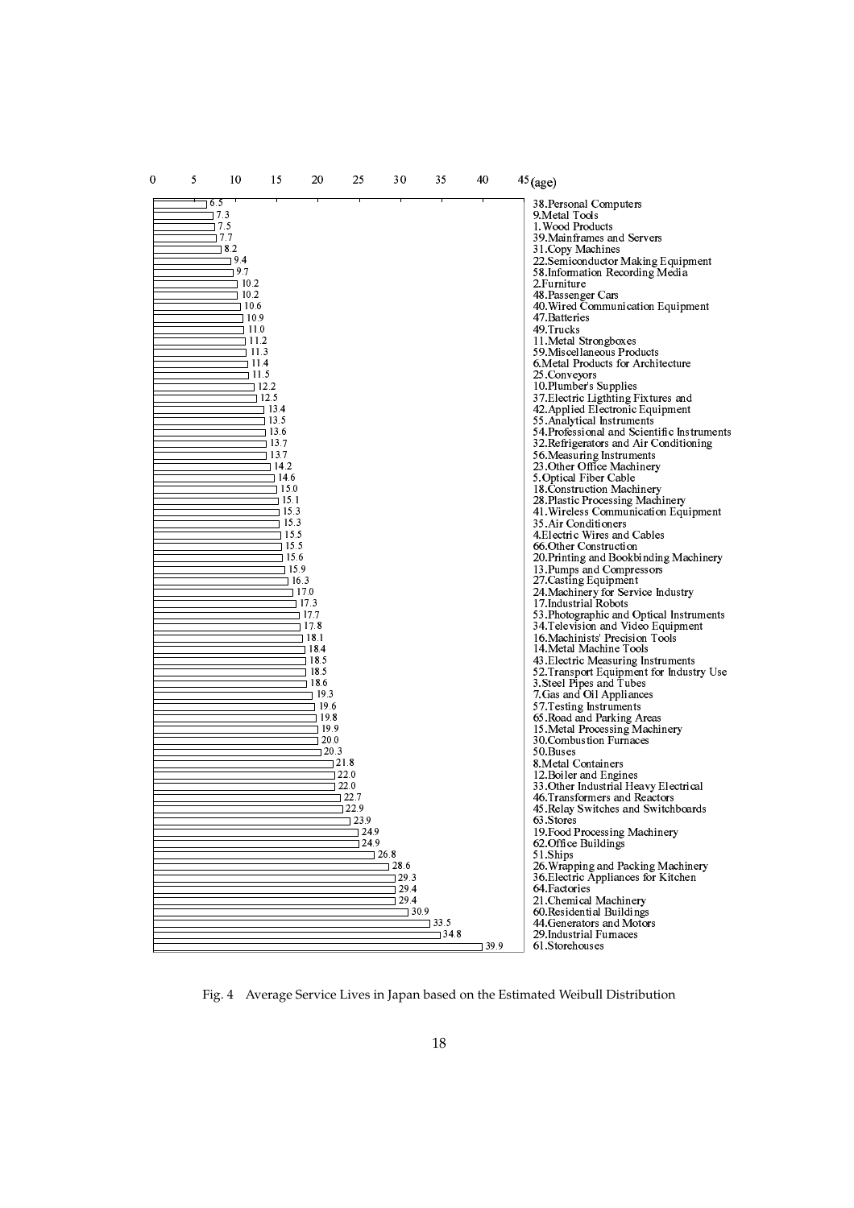| Asset | Average Service Life (age) |
|---|---|
| 38.Personal Computers | 6.5 |
| 9.Metal Tools | 7.3 |
| 1.Wood Products | 7.5 |
| 39.Mainframes and Servers | 7.7 |
| 31.Copy Machines | 8.2 |
| 22.Semiconductor Making Equipment | 9.4 |
| 58.Information Recording Media | 9.7 |
| 2.Furniture | 10.2 |
| 48.Passenger Cars | 10.2 |
| 40.Wired Communication Equipment | 10.6 |
| 47.Batteries | 10.9 |
| 49.Trucks | 11.0 |
| 11.Metal Strongboxes | 11.2 |
| 59.Miscellaneous Products | 11.3 |
| 6.Metal Products for Architecture | 11.4 |
| 25.Conveyors | 11.5 |
| 10.Plumber's Supplies | 12.2 |
| 37.Electric Ligthting Fixtures and | 12.5 |
| 42.Applied Electronic Equipment | 13.4 |
| 55.Analytical Instruments | 13.5 |
| 54.Professional and Scientific Instruments | 13.6 |
| 32.Refrigerators and Air Conditioning | 13.7 |
| 56.Measuring Instruments | 13.7 |
| 23.Other Office Machinery | 14.2 |
| 5.Optical Fiber Cable | 14.6 |
| 18.Construction Machinery | 15.0 |
| 28.Plastic Processing Machinery | 15.1 |
| 41.Wireless Communication Equipment | 15.3 |
| 35.Air Conditioners | 15.3 |
| 4.Electric Wires and Cables | 15.5 |
| 66.Other Construction | 15.5 |
| 20.Printing and Bookbinding Machinery | 15.6 |
| 13.Pumps and Compressors | 15.9 |
| 27.Casting Equipment | 16.3 |
| 24.Machinery for Service Industry | 17.0 |
| 17.Industrial Robots | 17.3 |
| 53.Photographic and Optical Instruments | 17.7 |
| 34.Television and Video Equipment | 17.8 |
| 16.Machinists' Precision Tools | 18.1 |
| 14.Metal Machine Tools | 18.4 |
| 43.Electric Measuring Instruments | 18.5 |
| 52.Transport Equipment for Industry Use | 18.5 |
| 3.Steel Pipes and Tubes | 18.6 |
| 7.Gas and Oil Appliances | 19.3 |
| 57.Testing Instruments | 19.6 |
| 65.Road and Parking Areas | 19.8 |
| 15.Metal Processing Machinery | 19.9 |
| 30.Combustion Furnaces | 20.0 |
| 50.Buses | 20.3 |
| 8.Metal Containers | 21.8 |
| 12.Boiler and Engines | 22.0 |
| 33.Other Industrial Heavy Electrical | 22.0 |
| 46.Transformers and Reactors | 22.7 |
| 45.Relay Switches and Switchboards | 22.9 |
| 63.Stores | 23.9 |
| 19.Food Processing Machinery | 24.9 |
| 62.Office Buildings | 24.9 |
| 51.Ships | 26.8 |
| 26.Wrapping and Packing Machinery | 28.6 |
| 36.Electric Appliances for Kitchen | 29.3 |
| 64.Factories | 29.4 |
| 21.Chemical Machinery | 29.4 |
| 60.Residential Buildings | 30.9 |
| 44.Generators and Motors | 33.5 |
| 29.Industrial Furnaces | 34.8 |
| 61.Storehouses | 39.9 |

Fig. 4 Average Service Lives in Japan based on the Estimated Weibull Distribution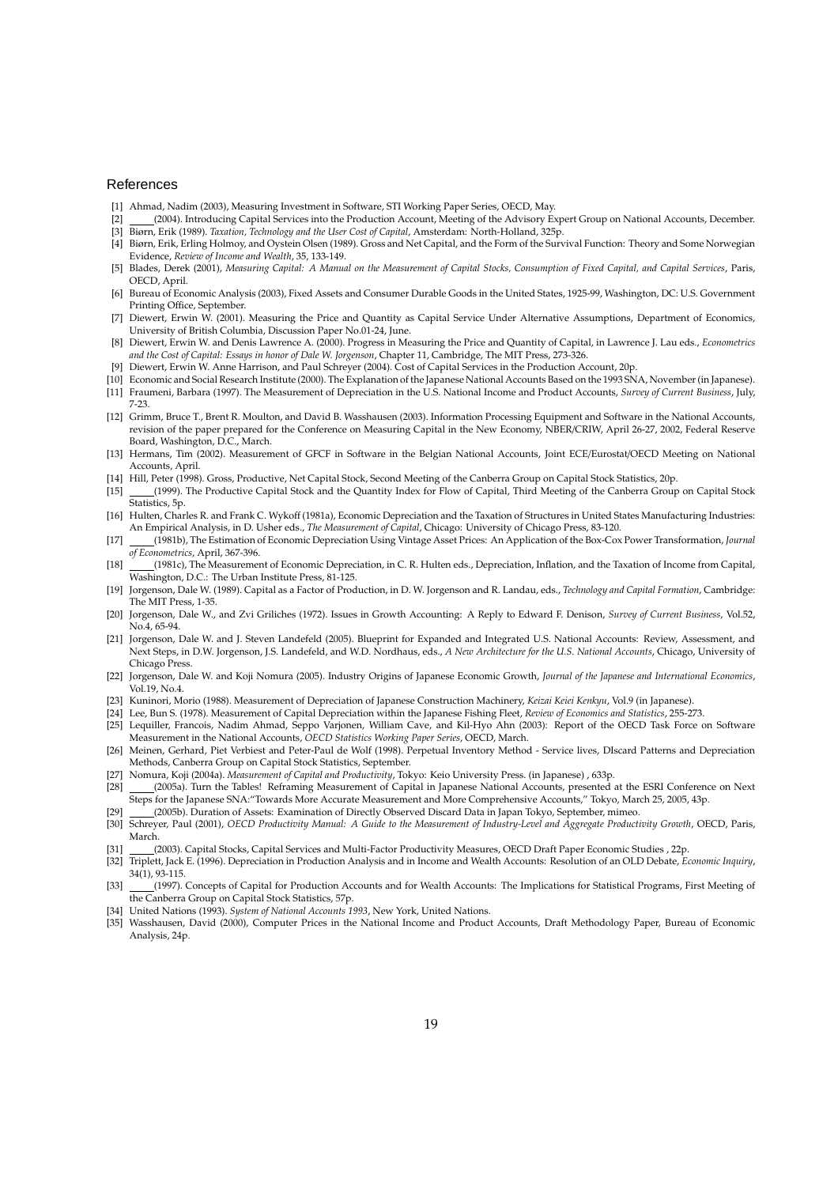## References

[1] Ahmad, Nadim (2003), Measuring Investment in Software, STI Working Paper Series, OECD, May.

[2] ____(2004). Introducing Capital Services into the Production Account, Meeting of the Advisory Expert Group on National Accounts, December.

[3] Biørn, Erik (1989). *Taxation, Technology and the User Cost of Capital*, Amsterdam: North-Holland, 325p.

[4] Biørn, Erik, Erling Holmoy, and Oystein Olsen (1989). Gross and Net Capital, and the Form of the Survival Function: Theory and Some Norwegian Evidence, *Review of Income and Wealth*, 35, 133-149.

[5] Blades, Derek (2001), *Measuring Capital: A Manual on the Measurement of Capital Stocks, Consumption of Fixed Capital, and Capital Services*, Paris, OECD, April.

[6] Bureau of Economic Analysis (2003), Fixed Assets and Consumer Durable Goods in the United States, 1925-99, Washington, DC: U.S. Government Printing Office, September.

[7] Diewert, Erwin W. (2001). Measuring the Price and Quantity as Capital Service Under Alternative Assumptions, Department of Economics, University of British Columbia, Discussion Paper No.01-24, June.

[8] Diewert, Erwin W. and Denis Lawrence A. (2000). Progress in Measuring the Price and Quantity of Capital, in Lawrence J. Lau eds., *Econometrics and the Cost of Capital: Essays in honor of Dale W. Jorgenson*, Chapter 11, Cambridge, The MIT Press, 273-326.

[9] Diewert, Erwin W. Anne Harrison, and Paul Schreyer (2004). Cost of Capital Services in the Production Account, 20p.

[10] Economic and Social Research Institute (2000). The Explanation of the Japanese National Accounts Based on the 1993 SNA, November (in Japanese).

[11] Fraumeni, Barbara (1997). The Measurement of Depreciation in the U.S. National Income and Product Accounts, *Survey of Current Business*, July, 7-23.

[12] Grimm, Bruce T., Brent R. Moulton, and David B. Wasshausen (2003). Information Processing Equipment and Software in the National Accounts, revision of the paper prepared for the Conference on Measuring Capital in the New Economy, NBER/CRIW, April 26-27, 2002, Federal Reserve Board, Washington, D.C., March.

[13] Hermans, Tim (2002). Measurement of GFCF in Software in the Belgian National Accounts, Joint ECE/Eurostat/OECD Meeting on National Accounts, April.

[14] Hill, Peter (1998). Gross, Productive, Net Capital Stock, Second Meeting of the Canberra Group on Capital Stock Statistics, 20p.

[15] ____(1999). The Productive Capital Stock and the Quantity Index for Flow of Capital, Third Meeting of the Canberra Group on Capital Stock Statistics, 5p.

[16] Hulten, Charles R. and Frank C. Wykoff (1981a), Economic Depreciation and the Taxation of Structures in United States Manufacturing Industries: An Empirical Analysis, in D. Usher eds., *The Measurement of Capital*, Chicago: University of Chicago Press, 83-120.

[17] ____(1981b), The Estimation of Economic Depreciation Using Vintage Asset Prices: An Application of the Box-Cox Power Transformation, *Journal of Econometrics*, April, 367-396.

[18] ____(1981c), The Measurement of Economic Depreciation, in C. R. Hulten eds., Depreciation, Inflation, and the Taxation of Income from Capital, Washington, D.C.: The Urban Institute Press, 81-125.

[19] Jorgenson, Dale W. (1989). Capital as a Factor of Production, in D. W. Jorgenson and R. Landau, eds., *Technology and Capital Formation*, Cambridge: The MIT Press, 1-35.

[20] Jorgenson, Dale W., and Zvi Griliches (1972). Issues in Growth Accounting: A Reply to Edward F. Denison, *Survey of Current Business*, Vol.52, No.4, 65-94.

[21] Jorgenson, Dale W. and J. Steven Landefeld (2005). Blueprint for Expanded and Integrated U.S. National Accounts: Review, Assessment, and Next Steps, in D.W. Jorgenson, J.S. Landefeld, and W.D. Nordhaus, eds., *A New Architecture for the U.S. National Accounts*, Chicago, University of Chicago Press.

[22] Jorgenson, Dale W. and Koji Nomura (2005). Industry Origins of Japanese Economic Growth, *Journal of the Japanese and International Economics*, Vol.19, No.4.

[23] Kuninori, Morio (1988). Measurement of Depreciation of Japanese Construction Machinery, *Keizai Keiei Kenkyu*, Vol.9 (in Japanese).

[24] Lee, Bun S. (1978). Measurement of Capital Depreciation within the Japanese Fishing Fleet, *Review of Economics and Statistics*, 255-273.

[25] Lequiller, Francois, Nadim Ahmad, Seppo Varjonen, William Cave, and Kil-Hyo Ahn (2003): Report of the OECD Task Force on Software Measurement in the National Accounts, *OECD Statistics Working Paper Series*, OECD, March.

[26] Meinen, Gerhard, Piet Verbiest and Peter-Paul de Wolf (1998). Perpetual Inventory Method - Service lives, DIscard Patterns and Depreciation Methods, Canberra Group on Capital Stock Statistics, September.

[27] Nomura, Koji (2004a). *Measurement of Capital and Productivity*, Tokyo: Keio University Press. (in Japanese) , 633p.

[28] ____(2005a). Turn the Tables! Reframing Measurement of Capital in Japanese National Accounts, presented at the ESRI Conference on Next Steps for the Japanese SNA:"Towards More Accurate Measurement and More Comprehensive Accounts," Tokyo, March 25, 2005, 43p.

[29] ____(2005b). Duration of Assets: Examination of Directly Observed Discard Data in Japan Tokyo, September, mimeo.

[30] Schreyer, Paul (2001), *OECD Productivity Manual: A Guide to the Measurement of Industry-Level and Aggregate Productivity Growth*, OECD, Paris, March.

[31] ____(2003). Capital Stocks, Capital Services and Multi-Factor Productivity Measures, OECD Draft Paper Economic Studies , 22p.

[32] Triplett, Jack E. (1996). Depreciation in Production Analysis and in Income and Wealth Accounts: Resolution of an OLD Debate, *Economic Inquiry*, 34(1), 93-115.

[33] ____(1997). Concepts of Capital for Production Accounts and for Wealth Accounts: The Implications for Statistical Programs, First Meeting of the Canberra Group on Capital Stock Statistics, 57p.

[34] United Nations (1993). *System of National Accounts 1993*, New York, United Nations.

[35] Wasshausen, David (2000), Computer Prices in the National Income and Product Accounts, Draft Methodology Paper, Bureau of Economic Analysis, 24p.